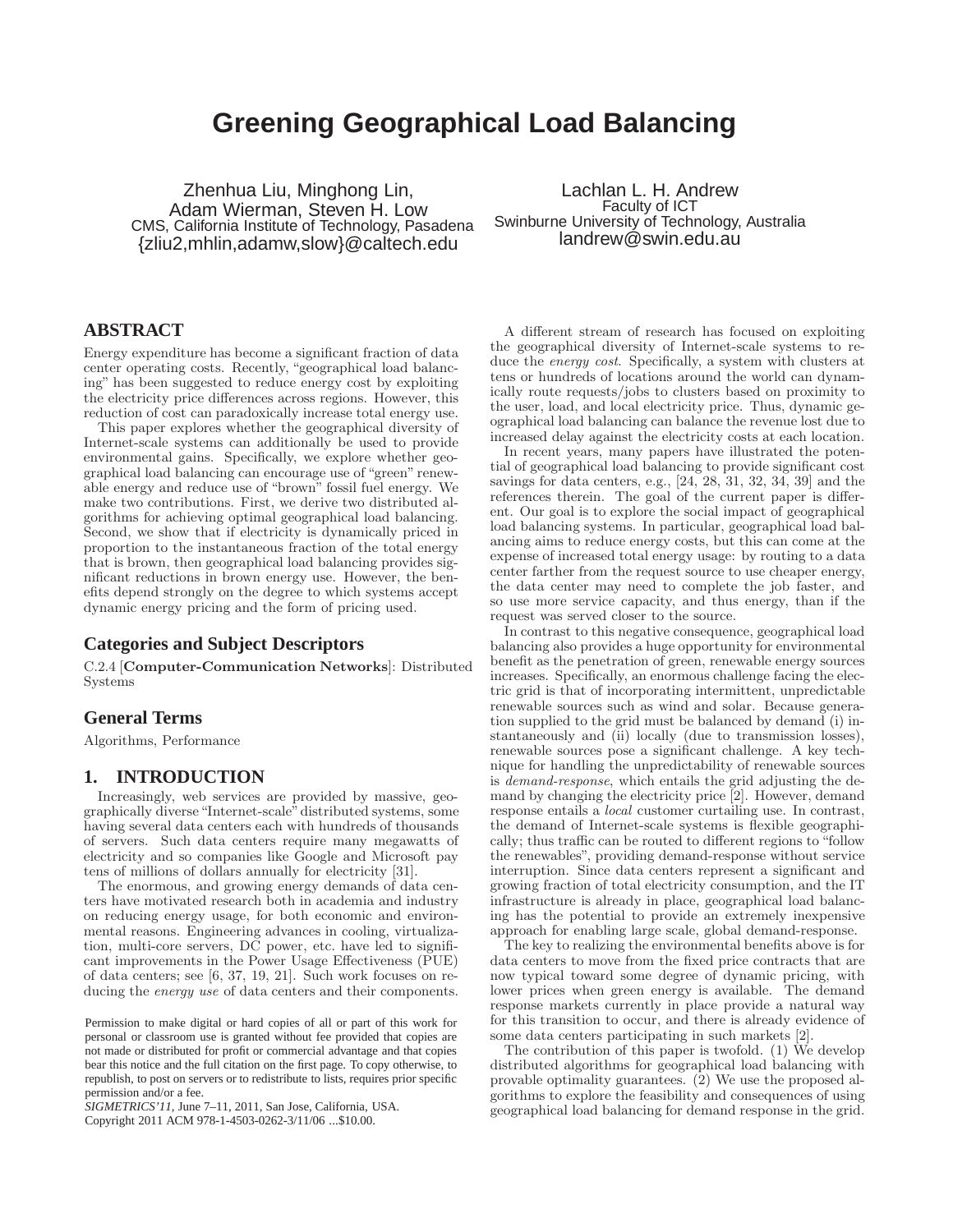# Greening Geographical Load Balancing

Zhenhua Liu, Minghong Lin, Adam Wierman, Steven H. Low
CMS, California Institute of Technology, Pasadena
{zliu2,mhlin,adamw,slow}@caltech.edu

Lachlan L. H. Andrew
Faculty of ICT
Swinburne University of Technology, Australia
landrew@swin.edu.au

## ABSTRACT

Energy expenditure has become a significant fraction of data center operating costs. Recently, "geographical load balancing" has been suggested to reduce energy cost by exploiting the electricity price differences across regions. However, this reduction of cost can paradoxically increase total energy use.

This paper explores whether the geographical diversity of Internet-scale systems can additionally be used to provide environmental gains. Specifically, we explore whether geographical load balancing can encourage use of "green" renewable energy and reduce use of "brown" fossil fuel energy. We make two contributions. First, we derive two distributed algorithms for achieving optimal geographical load balancing. Second, we show that if electricity is dynamically priced in proportion to the instantaneous fraction of the total energy that is brown, then geographical load balancing provides significant reductions in brown energy use. However, the benefits depend strongly on the degree to which systems accept dynamic energy pricing and the form of pricing used.

## Categories and Subject Descriptors

C.2.4 [**Computer-Communication Networks**]: Distributed Systems

## General Terms

Algorithms, Performance

## 1. INTRODUCTION

Increasingly, web services are provided by massive, geographically diverse "Internet-scale" distributed systems, some having several data centers each with hundreds of thousands of servers. Such data centers require many megawatts of electricity and so companies like Google and Microsoft pay tens of millions of dollars annually for electricity [31].

The enormous, and growing energy demands of data centers have motivated research both in academia and industry on reducing energy usage, for both economic and environmental reasons. Engineering advances in cooling, virtualization, multi-core servers, DC power, etc. have led to significant improvements in the Power Usage Effectiveness (PUE) of data centers; see [6, 37, 19, 21]. Such work focuses on reducing the *energy use* of data centers and their components.

Permission to make digital or hard copies of all or part of this work for personal or classroom use is granted without fee provided that copies are not made or distributed for profit or commercial advantage and that copies bear this notice and the full citation on the first page. To copy otherwise, to republish, to post on servers or to redistribute to lists, requires prior specific permission and/or a fee.
*SIGMETRICS'11,* June 7–11, 2011, San Jose, California, USA.
Copyright 2011 ACM 978-1-4503-0262-3/11/06 ...$10.00.

A different stream of research has focused on exploiting the geographical diversity of Internet-scale systems to reduce the *energy cost*. Specifically, a system with clusters at tens or hundreds of locations around the world can dynamically route requests/jobs to clusters based on proximity to the user, load, and local electricity price. Thus, dynamic geographical load balancing can balance the revenue lost due to increased delay against the electricity costs at each location.

In recent years, many papers have illustrated the potential of geographical load balancing to provide significant cost savings for data centers, e.g., [24, 28, 31, 32, 34, 39] and the references therein. The goal of the current paper is different. Our goal is to explore the social impact of geographical load balancing systems. In particular, geographical load balancing aims to reduce energy costs, but this can come at the expense of increased total energy usage: by routing to a data center farther from the request source to use cheaper energy, the data center may need to complete the job faster, and so use more service capacity, and thus energy, than if the request was served closer to the source.

In contrast to this negative consequence, geographical load balancing also provides a huge opportunity for environmental benefit as the penetration of green, renewable energy sources increases. Specifically, an enormous challenge facing the electric grid is that of incorporating intermittent, unpredictable renewable sources such as wind and solar. Because generation supplied to the grid must be balanced by demand (i) instantaneously and (ii) locally (due to transmission losses), renewable sources pose a significant challenge. A key technique for handling the unpredictability of renewable sources is *demand-response*, which entails the grid adjusting the demand by changing the electricity price [2]. However, demand response entails a *local* customer curtailing use. In contrast, the demand of Internet-scale systems is flexible geographically; thus traffic can be routed to different regions to "follow the renewables", providing demand-response without service interruption. Since data centers represent a significant and growing fraction of total electricity consumption, and the IT infrastructure is already in place, geographical load balancing has the potential to provide an extremely inexpensive approach for enabling large scale, global demand-response.

The key to realizing the environmental benefits above is for data centers to move from the fixed price contracts that are now typical toward some degree of dynamic pricing, with lower prices when green energy is available. The demand response markets currently in place provide a natural way for this transition to occur, and there is already evidence of some data centers participating in such markets [2].

The contribution of this paper is twofold. (1) We develop distributed algorithms for geographical load balancing with provable optimality guarantees. (2) We use the proposed algorithms to explore the feasibility and consequences of using geographical load balancing for demand response in the grid.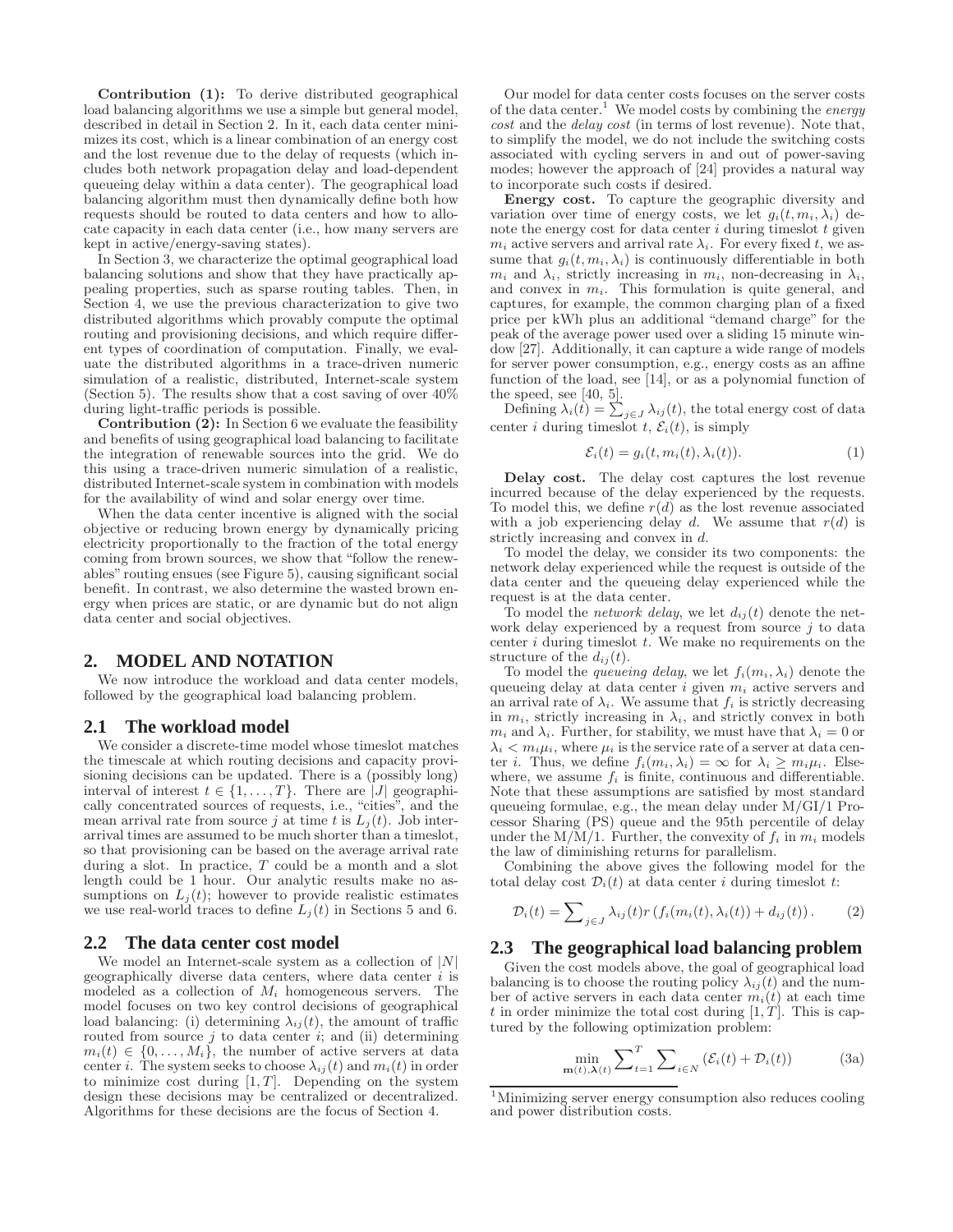**Contribution (1):** To derive distributed geographical load balancing algorithms we use a simple but general model, described in detail in Section 2. In it, each data center minimizes its cost, which is a linear combination of an energy cost and the lost revenue due to the delay of requests (which includes both network propagation delay and load-dependent queueing delay within a data center). The geographical load balancing algorithm must then dynamically define both how requests should be routed to data centers and how to allocate capacity in each data center (i.e., how many servers are kept in active/energy-saving states).

In Section 3, we characterize the optimal geographical load balancing solutions and show that they have practically appealing properties, such as sparse routing tables. Then, in Section 4, we use the previous characterization to give two distributed algorithms which provably compute the optimal routing and provisioning decisions, and which require different types of coordination of computation. Finally, we evaluate the distributed algorithms in a trace-driven numeric simulation of a realistic, distributed, Internet-scale system (Section 5). The results show that a cost saving of over 40% during light-traffic periods is possible.

**Contribution (2):** In Section 6 we evaluate the feasibility and benefits of using geographical load balancing to facilitate the integration of renewable sources into the grid. We do this using a trace-driven numeric simulation of a realistic, distributed Internet-scale system in combination with models for the availability of wind and solar energy over time.

When the data center incentive is aligned with the social objective or reducing brown energy by dynamically pricing electricity proportionally to the fraction of the total energy coming from brown sources, we show that "follow the renewables" routing ensues (see Figure 5), causing significant social benefit. In contrast, we also determine the wasted brown energy when prices are static, or are dynamic but do not align data center and social objectives.

## 2. MODEL AND NOTATION

We now introduce the workload and data center models, followed by the geographical load balancing problem.

### 2.1 The workload model

We consider a discrete-time model whose timeslot matches the timescale at which routing decisions and capacity provisioning decisions can be updated. There is a (possibly long) interval of interest $t \in \{1, \ldots, T\}$. There are $|J|$ geographically concentrated sources of requests, i.e., "cities", and the mean arrival rate from source $j$ at time $t$ is $L_j(t)$. Job interarrival times are assumed to be much shorter than a timeslot, so that provisioning can be based on the average arrival rate during a slot. In practice, $T$ could be a month and a slot length could be 1 hour. Our analytic results make no assumptions on $L_j(t)$; however to provide realistic estimates we use real-world traces to define $L_j(t)$ in Sections 5 and 6.

### 2.2 The data center cost model

We model an Internet-scale system as a collection of $|N|$ geographically diverse data centers, where data center $i$ is modeled as a collection of $M_i$ homogeneous servers. The model focuses on two key control decisions of geographical load balancing: (i) determining $\lambda_{ij}(t)$, the amount of traffic routed from source $j$ to data center $i$; and (ii) determining $m_i(t) \in \{0, \ldots, M_i\}$, the number of active servers at data center $i$. The system seeks to choose $\lambda_{ij}(t)$ and $m_i(t)$ in order to minimize cost during $[1, T]$. Depending on the system design these decisions may be centralized or decentralized. Algorithms for these decisions are the focus of Section 4.

Our model for data center costs focuses on the server costs of the data center.[1] We model costs by combining the *energy cost* and the *delay cost* (in terms of lost revenue). Note that, to simplify the model, we do not include the switching costs associated with cycling servers in and out of power-saving modes; however the approach of [24] provides a natural way to incorporate such costs if desired.

**Energy cost.** To capture the geographic diversity and variation over time of energy costs, we let $g_i(t, m_i, \lambda_i)$ denote the energy cost for data center $i$ during timeslot $t$ given $m_i$ active servers and arrival rate $\lambda_i$. For every fixed $t$, we assume that $g_i(t, m_i, \lambda_i)$ is continuously differentiable in both $m_i$ and $\lambda_i$, strictly increasing in $m_i$, non-decreasing in $\lambda_i$, and convex in $m_i$. This formulation is quite general, and captures, for example, the common charging plan of a fixed price per kWh plus an additional "demand charge" for the peak of the average power used over a sliding 15 minute window [27]. Additionally, it can capture a wide range of models for server power consumption, e.g., energy costs as an affine function of the load, see [14], or as a polynomial function of the speed, see [40, 5].

Defining $\lambda_i(t) = \sum_{j \in J} \lambda_{ij}(t)$, the total energy cost of data center $i$ during timeslot $t$, $\mathcal{E}_i(t)$, is simply

$$\mathcal{E}_i(t) = g_i(t, m_i(t), \lambda_i(t)). \tag{1}$$

**Delay cost.** The delay cost captures the lost revenue incurred because of the delay experienced by the requests. To model this, we define $r(d)$ as the lost revenue associated with a job experiencing delay $d$. We assume that $r(d)$ is strictly increasing and convex in $d$.

To model the delay, we consider its two components: the network delay experienced while the request is outside of the data center and the queueing delay experienced while the request is at the data center.

To model the *network delay*, we let $d_{ij}(t)$ denote the network delay experienced by a request from source $j$ to data center $i$ during timeslot $t$. We make no requirements on the structure of the $d_{ij}(t)$.

To model the *queueing delay*, we let $f_i(m_i, \lambda_i)$ denote the queueing delay at data center $i$ given $m_i$ active servers and an arrival rate of $\lambda_i$. We assume that $f_i$ is strictly decreasing in $m_i$, strictly increasing in $\lambda_i$, and strictly convex in both $m_i$ and $\lambda_i$. Further, for stability, we must have that $\lambda_i = 0$ or $\lambda_i < m_i \mu_i$, where $\mu_i$ is the service rate of a server at data center $i$. Thus, we define $f_i(m_i, \lambda_i) = \infty$ for $\lambda_i \geq m_i \mu_i$. Elsewhere, we assume $f_i$ is finite, continuous and differentiable. Note that these assumptions are satisfied by most standard queueing formulae, e.g., the mean delay under M/GI/1 Processor Sharing (PS) queue and the 95th percentile of delay under the M/M/1. Further, the convexity of $f_i$ in $m_i$ models the law of diminishing returns for parallelism.

Combining the above gives the following model for the total delay cost $\mathcal{D}_i(t)$ at data center $i$ during timeslot $t$:

$$\mathcal{D}_i(t) = \sum_{j \in J} \lambda_{ij}(t) r\left(f_i(m_i(t), \lambda_i(t)) + d_{ij}(t)\right). \tag{2}$$

### 2.3 The geographical load balancing problem

Given the cost models above, the goal of geographical load balancing is to choose the routing policy $\lambda_{ij}(t)$ and the number of active servers in each data center $m_i(t)$ at each time $t$ in order minimize the total cost during $[1, T]$. This is captured by the following optimization problem:

$$\min_{\mathbf{m}(t), \boldsymbol{\lambda}(t)} \sum_{t=1}^{T} \sum_{i \in N} \left(\mathcal{E}_i(t) + \mathcal{D}_i(t)\right) \tag{3a}$$

[1] Minimizing server energy consumption also reduces cooling and power distribution costs.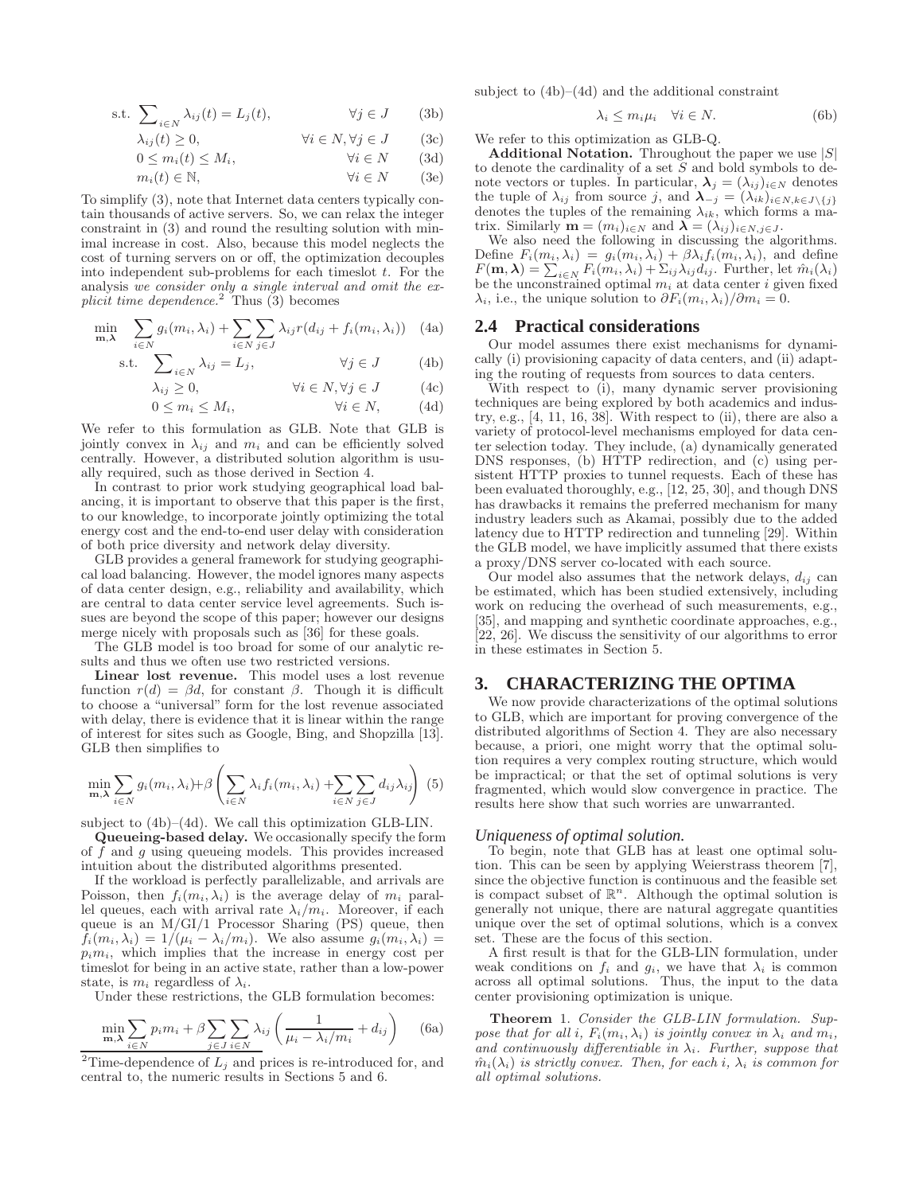$$
\begin{aligned}
\text{s.t.} \ \sum\nolimits_{i \in N} \lambda_{ij}(t) &= L_j(t), && \forall j \in J && \text{(3b)}\\
\lambda_{ij}(t) &\geq 0, && \forall i \in N, \forall j \in J && \text{(3c)}\\
0 \leq m_i(t) &\leq M_i, && \forall i \in N && \text{(3d)}\\
m_i(t) &\in \mathbb{N}, && \forall i \in N && \text{(3e)}
\end{aligned}
$$

To simplify (3), note that Internet data centers typically contain thousands of active servers. So, we can relax the integer constraint in (3) and round the resulting solution with minimal increase in cost. Also, because this model neglects the cost of turning servers on or off, the optimization decouples into independent sub-problems for each timeslot $t$. For the analysis *we consider only a single interval and omit the explicit time dependence.*[2] Thus (3) becomes

$$
\min_{\mathbf{m},\boldsymbol{\lambda}} \quad \sum_{i \in N} g_i(m_i, \lambda_i) + \sum_{i \in N}\sum_{j \in J} \lambda_{ij} r(d_{ij} + f_i(m_i, \lambda_i)) \quad \text{(4a)}
$$

$$
\begin{aligned}
\text{s.t.} \ \sum\nolimits_{i \in N} \lambda_{ij} &= L_j, && \forall j \in J && \text{(4b)}\\
\lambda_{ij} &\geq 0, && \forall i \in N, \forall j \in J && \text{(4c)}\\
0 \leq m_i &\leq M_i, && \forall i \in N, && \text{(4d)}
\end{aligned}
$$

We refer to this formulation as GLB. Note that GLB is jointly convex in $\lambda_{ij}$ and $m_i$ and can be efficiently solved centrally. However, a distributed solution algorithm is usually required, such as those derived in Section 4.

In contrast to prior work studying geographical load balancing, it is important to observe that this paper is the first, to our knowledge, to incorporate jointly optimizing the total energy cost and the end-to-end user delay with consideration of both price diversity and network delay diversity.

GLB provides a general framework for studying geographical load balancing. However, the model ignores many aspects of data center design, e.g., reliability and availability, which are central to data center service level agreements. Such issues are beyond the scope of this paper; however our designs merge nicely with proposals such as [36] for these goals.

The GLB model is too broad for some of our analytic results and thus we often use two restricted versions.

**Linear lost revenue.** This model uses a lost revenue function $r(d) = \beta d$, for constant $\beta$. Though it is difficult to choose a "universal" form for the lost revenue associated with delay, there is evidence that it is linear within the range of interest for sites such as Google, Bing, and Shopzilla [13]. GLB then simplifies to

$$
\min_{\mathbf{m},\boldsymbol{\lambda}} \sum_{i \in N} g_i(m_i, \lambda_i) + \beta \left( \sum_{i \in N} \lambda_i f_i(m_i, \lambda_i) + \sum_{i \in N}\sum_{j \in J} d_{ij}\lambda_{ij} \right) \quad (5)
$$

subject to (4b)–(4d). We call this optimization GLB-LIN.

**Queueing-based delay.** We occasionally specify the form of $f$ and $g$ using queueing models. This provides increased intuition about the distributed algorithms presented.

If the workload is perfectly parallelizable, and arrivals are Poisson, then $f_i(m_i, \lambda_i)$ is the average delay of $m_i$ parallel queues, each with arrival rate $\lambda_i/m_i$. Moreover, if each queue is an M/GI/1 Processor Sharing (PS) queue, then $f_i(m_i, \lambda_i) = 1/(\mu_i - \lambda_i/m_i)$. We also assume $g_i(m_i, \lambda_i) = p_i m_i$, which implies that the increase in energy cost per timeslot for being in an active state, rather than a low-power state, is $m_i$ regardless of $\lambda_i$.

Under these restrictions, the GLB formulation becomes:

$$
\min_{\mathbf{m},\boldsymbol{\lambda}} \sum_{i \in N} p_i m_i + \beta \sum_{j \in J}\sum_{i \in N} \lambda_{ij} \left( \frac{1}{\mu_i - \lambda_i/m_i} + d_{ij} \right) \quad \text{(6a)}
$$

[2] Time-dependence of $L_j$ and prices is re-introduced for, and central to, the numeric results in Sections 5 and 6.

subject to (4b)–(4d) and the additional constraint

$$
\lambda_i \leq m_i \mu_i \quad \forall i \in N. \quad \text{(6b)}
$$

We refer to this optimization as GLB-Q.

**Additional Notation.** Throughout the paper we use $|S|$ to denote the cardinality of a set $S$ and bold symbols to denote vectors or tuples. In particular, $\boldsymbol{\lambda}_j = (\lambda_{ij})_{i \in N}$ denotes the tuple of $\lambda_{ij}$ from source $j$, and $\boldsymbol{\lambda}_{-j} = (\lambda_{ik})_{i \in N, k \in J \setminus \{j\}}$ denotes the tuples of the remaining $\lambda_{ik}$, which forms a matrix. Similarly $\mathbf{m} = (m_i)_{i \in N}$ and $\boldsymbol{\lambda} = (\lambda_{ij})_{i \in N, j \in J}$.

We also need the following in discussing the algorithms. Define $F_i(m_i, \lambda_i) = g_i(m_i, \lambda_i) + \beta \lambda_i f_i(m_i, \lambda_i)$, and define $F(\mathbf{m}, \boldsymbol{\lambda}) = \sum_{i \in N} F_i(m_i, \lambda_i) + \Sigma_{ij} \lambda_{ij} d_{ij}$. Further, let $\hat{m}_i(\lambda_i)$ be the unconstrained optimal $m_i$ at data center $i$ given fixed $\lambda_i$, i.e., the unique solution to $\partial F_i(m_i, \lambda_i)/\partial m_i = 0$.

## 2.4 Practical considerations

Our model assumes there exist mechanisms for dynamically (i) provisioning capacity of data centers, and (ii) adapting the routing of requests from sources to data centers.

With respect to (i), many dynamic server provisioning techniques are being explored by both academics and industry, e.g., [4, 11, 16, 38]. With respect to (ii), there are also a variety of protocol-level mechanisms employed for data center selection today. They include, (a) dynamically generated DNS responses, (b) HTTP redirection, and (c) using persistent HTTP proxies to tunnel requests. Each of these has been evaluated thoroughly, e.g., [12, 25, 30], and though DNS has drawbacks it remains the preferred mechanism for many industry leaders such as Akamai, possibly due to the added latency due to HTTP redirection and tunneling [29]. Within the GLB model, we have implicitly assumed that there exists a proxy/DNS server co-located with each source.

Our model also assumes that the network delays, $d_{ij}$ can be estimated, which has been studied extensively, including work on reducing the overhead of such measurements, e.g., [35], and mapping and synthetic coordinate approaches, e.g., [22, 26]. We discuss the sensitivity of our algorithms to error in these estimates in Section 5.

# 3. CHARACTERIZING THE OPTIMA

We now provide characterizations of the optimal solutions to GLB, which are important for proving convergence of the distributed algorithms of Section 4. They are also necessary because, a priori, one might worry that the optimal solution requires a very complex routing structure, which would be impractical; or that the set of optimal solutions is very fragmented, which would slow convergence in practice. The results here show that such worries are unwarranted.

### *Uniqueness of optimal solution.*

To begin, note that GLB has at least one optimal solution. This can be seen by applying Weierstrass theorem [7], since the objective function is continuous and the feasible set is compact subset of $\mathbb{R}^n$. Although the optimal solution is generally not unique, there are natural aggregate quantities unique over the set of optimal solutions, which is a convex set. These are the focus of this section.

A first result is that for the GLB-LIN formulation, under weak conditions on $f_i$ and $g_i$, we have that $\lambda_i$ is common across all optimal solutions. Thus, the input to the data center provisioning optimization is unique.

**Theorem** 1. *Consider the GLB-LIN formulation. Suppose that for all $i$, $F_i(m_i, \lambda_i)$ is jointly convex in $\lambda_i$ and $m_i$, and continuously differentiable in $\lambda_i$. Further, suppose that $\hat{m}_i(\lambda_i)$ is strictly convex. Then, for each $i$, $\lambda_i$ is common for all optimal solutions.*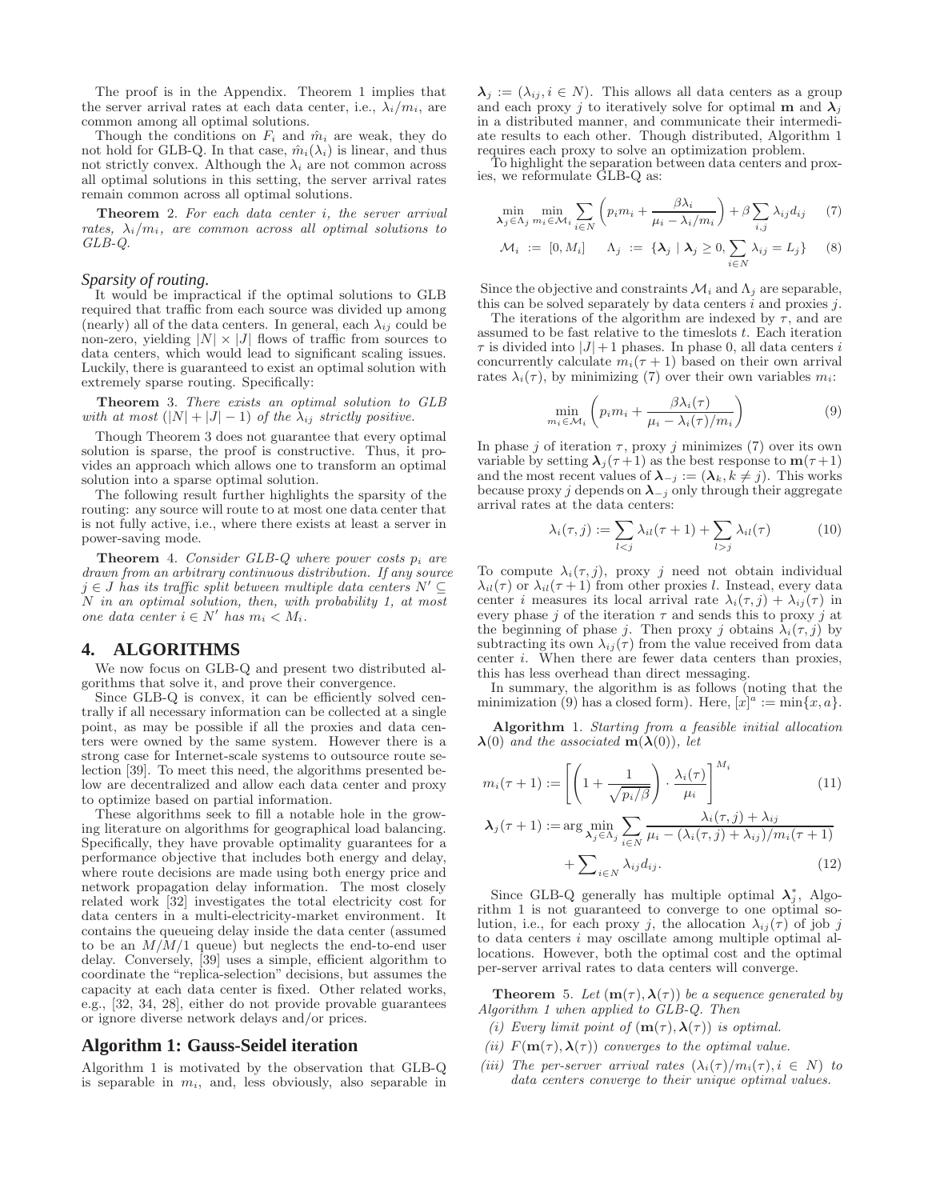The proof is in the Appendix. Theorem 1 implies that the server arrival rates at each data center, i.e., $\lambda_i/m_i$, are common among all optimal solutions.

Though the conditions on $F_i$ and $\hat{m}_i$ are weak, they do not hold for GLB-Q. In that case, $\hat{m}_i(\lambda_i)$ is linear, and thus not strictly convex. Although the $\lambda_i$ are not common across all optimal solutions in this setting, the server arrival rates remain common across all optimal solutions.

**Theorem** 2. *For each data center i, the server arrival rates, $\lambda_i/m_i$, are common across all optimal solutions to GLB-Q.*

### *Sparsity of routing.*

It would be impractical if the optimal solutions to GLB required that traffic from each source was divided up among (nearly) all of the data centers. In general, each $\lambda_{ij}$ could be non-zero, yielding $|N| \times |J|$ flows of traffic from sources to data centers, which would lead to significant scaling issues. Luckily, there is guaranteed to exist an optimal solution with extremely sparse routing. Specifically:

**Theorem** 3. *There exists an optimal solution to GLB with at most $(|N| + |J| - 1)$ of the $\lambda_{ij}$ strictly positive.*

Though Theorem 3 does not guarantee that every optimal solution is sparse, the proof is constructive. Thus, it provides an approach which allows one to transform an optimal solution into a sparse optimal solution.

The following result further highlights the sparsity of the routing: any source will route to at most one data center that is not fully active, i.e., where there exists at least a server in power-saving mode.

**Theorem** 4. *Consider GLB-Q where power costs $p_i$ are drawn from an arbitrary continuous distribution. If any source $j \in J$ has its traffic split between multiple data centers $N' \subseteq N$ in an optimal solution, then, with probability 1, at most one data center $i \in N'$ has $m_i < M_i$.*

## 4. ALGORITHMS

We now focus on GLB-Q and present two distributed algorithms that solve it, and prove their convergence.

Since GLB-Q is convex, it can be efficiently solved centrally if all necessary information can be collected at a single point, as may be possible if all the proxies and data centers were owned by the same system. However there is a strong case for Internet-scale systems to outsource route selection [39]. To meet this need, the algorithms presented below are decentralized and allow each data center and proxy to optimize based on partial information.

These algorithms seek to fill a notable hole in the growing literature on algorithms for geographical load balancing. Specifically, they have provable optimality guarantees for a performance objective that includes both energy and delay, where route decisions are made using both energy price and network propagation delay information. The most closely related work [32] investigates the total electricity cost for data centers in a multi-electricity-market environment. It contains the queueing delay inside the data center (assumed to be an $M/M/1$ queue) but neglects the end-to-end user delay. Conversely, [39] uses a simple, efficient algorithm to coordinate the "replica-selection" decisions, but assumes the capacity at each data center is fixed. Other related works, e.g., [32, 34, 28], either do not provide provable guarantees or ignore diverse network delays and/or prices.

### Algorithm 1: Gauss-Seidel iteration

Algorithm 1 is motivated by the observation that GLB-Q is separable in $m_i$, and, less obviously, also separable in $\boldsymbol{\lambda}_j := (\lambda_{ij}, i \in N)$. This allows all data centers as a group and each proxy $j$ to iteratively solve for optimal $\mathbf{m}$ and $\boldsymbol{\lambda}_j$ in a distributed manner, and communicate their intermediate results to each other. Though distributed, Algorithm 1 requires each proxy to solve an optimization problem.

To highlight the separation between data centers and proxies, we reformulate GLB-Q as:

$$\min_{\boldsymbol{\lambda}_j \in \Lambda_j} \min_{m_i \in \mathcal{M}_i} \sum_{i \in N} \left( p_i m_i + \frac{\beta \lambda_i}{\mu_i - \lambda_i/m_i} \right) + \beta \sum_{i,j} \lambda_{ij} d_{ij} \quad (7)$$

$$\mathcal{M}_i \; := \; [0, M_i] \qquad \Lambda_j \; := \; \{\boldsymbol{\lambda}_j \mid \boldsymbol{\lambda}_j \geq 0, \sum_{i \in N} \lambda_{ij} = L_j\} \quad (8)$$

Since the objective and constraints $\mathcal{M}_i$ and $\Lambda_j$ are separable, this can be solved separately by data centers $i$ and proxies $j$.

The iterations of the algorithm are indexed by $\tau$, and are assumed to be fast relative to the timeslots $t$. Each iteration $\tau$ is divided into $|J|+1$ phases. In phase 0, all data centers $i$ concurrently calculate $m_i(\tau+1)$ based on their own arrival rates $\lambda_i(\tau)$, by minimizing (7) over their own variables $m_i$:

$$\min_{m_i \in \mathcal{M}_i} \left( p_i m_i + \frac{\beta \lambda_i(\tau)}{\mu_i - \lambda_i(\tau)/m_i} \right) \quad (9)$$

In phase $j$ of iteration $\tau$, proxy $j$ minimizes (7) over its own variable by setting $\boldsymbol{\lambda}_j(\tau+1)$ as the best response to $\mathbf{m}(\tau+1)$ and the most recent values of $\boldsymbol{\lambda}_{-j} := (\boldsymbol{\lambda}_k, k \neq j)$. This works because proxy $j$ depends on $\boldsymbol{\lambda}_{-j}$ only through their aggregate arrival rates at the data centers:

$$\lambda_i(\tau, j) := \sum_{l<j} \lambda_{il}(\tau+1) + \sum_{l>j} \lambda_{il}(\tau) \quad (10)$$

To compute $\lambda_i(\tau, j)$, proxy $j$ need not obtain individual $\lambda_{il}(\tau)$ or $\lambda_{il}(\tau+1)$ from other proxies $l$. Instead, every data center $i$ measures its local arrival rate $\lambda_i(\tau, j) + \lambda_{ij}(\tau)$ in every phase $j$ of the iteration $\tau$ and sends this to proxy $j$ at the beginning of phase $j$. Then proxy $j$ obtains $\lambda_i(\tau, j)$ by subtracting its own $\lambda_{ij}(\tau)$ from the value received from data center $i$. When there are fewer data centers than proxies, this has less overhead than direct messaging.

In summary, the algorithm is as follows (noting that the minimization (9) has a closed form). Here, $[x]^a := \min\{x, a\}$.

**Algorithm** 1. *Starting from a feasible initial allocation $\boldsymbol{\lambda}(0)$ and the associated $\mathbf{m}(\boldsymbol{\lambda}(0))$, let*

$$m_i(\tau+1) := \left[ \left( 1 + \frac{1}{\sqrt{p_i/\beta}} \right) \cdot \frac{\lambda_i(\tau)}{\mu_i} \right]^{M_i} \quad (11)$$

$$\boldsymbol{\lambda}_j(\tau+1) := \arg\min_{\boldsymbol{\lambda}_j \in \Lambda_j} \sum_{i \in N} \frac{\lambda_i(\tau, j) + \lambda_{ij}}{\mu_i - (\lambda_i(\tau, j) + \lambda_{ij})/m_i(\tau+1)} + \sum_{i \in N} \lambda_{ij} d_{ij}. \quad (12)$$

Since GLB-Q generally has multiple optimal $\boldsymbol{\lambda}_j^*$, Algorithm 1 is not guaranteed to converge to one optimal solution, i.e., for each proxy $j$, the allocation $\lambda_{ij}(\tau)$ of job $j$ to data centers $i$ may oscillate among multiple optimal allocations. However, both the optimal cost and the optimal per-server arrival rates to data centers will converge.

**Theorem** 5. *Let $(\mathbf{m}(\tau), \boldsymbol{\lambda}(\tau))$ be a sequence generated by Algorithm 1 when applied to GLB-Q. Then*

*(i) Every limit point of $(\mathbf{m}(\tau), \boldsymbol{\lambda}(\tau))$ is optimal.*

*(ii) $F(\mathbf{m}(\tau), \boldsymbol{\lambda}(\tau))$ converges to the optimal value.*

*(iii) The per-server arrival rates $(\lambda_i(\tau)/m_i(\tau), i \in N)$ to data centers converge to their unique optimal values.*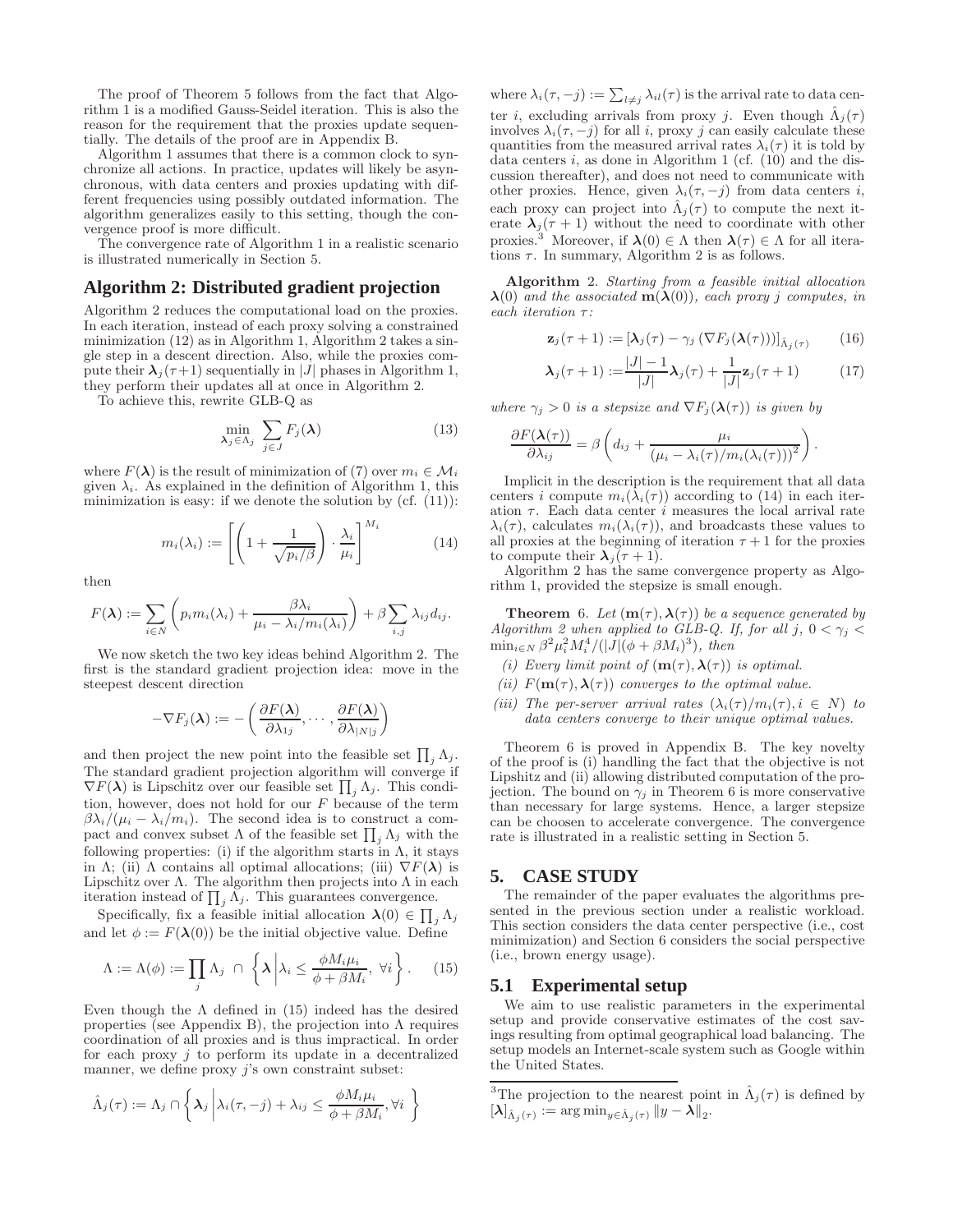The proof of Theorem 5 follows from the fact that Algorithm 1 is a modified Gauss-Seidel iteration. This is also the reason for the requirement that the proxies update sequentially. The details of the proof are in Appendix B.

Algorithm 1 assumes that there is a common clock to synchronize all actions. In practice, updates will likely be asynchronous, with data centers and proxies updating with different frequencies using possibly outdated information. The algorithm generalizes easily to this setting, though the convergence proof is more difficult.

The convergence rate of Algorithm 1 in a realistic scenario is illustrated numerically in Section 5.

## Algorithm 2: Distributed gradient projection

Algorithm 2 reduces the computational load on the proxies. In each iteration, instead of each proxy solving a constrained minimization (12) as in Algorithm 1, Algorithm 2 takes a single step in a descent direction. Also, while the proxies compute their $\boldsymbol{\lambda}_j(\tau+1)$ sequentially in $|J|$ phases in Algorithm 1, they perform their updates all at once in Algorithm 2.

To achieve this, rewrite GLB-Q as

$$\min_{\boldsymbol{\lambda}_j \in \Lambda_j} \sum_{j\in J} F_j(\boldsymbol{\lambda}) \tag{13}$$

where $F(\boldsymbol{\lambda})$ is the result of minimization of (7) over $m_i \in \mathcal{M}_i$ given $\lambda_i$. As explained in the definition of Algorithm 1, this minimization is easy: if we denote the solution by (cf. (11)):

$$m_i(\lambda_i) := \left[ \left( 1 + \frac{1}{\sqrt{p_i/\beta}} \right) \cdot \frac{\lambda_i}{\mu_i} \right]^{M_i} \tag{14}$$

then

$$F(\boldsymbol{\lambda}) := \sum_{i\in N} \left( p_i m_i(\lambda_i) + \frac{\beta \lambda_i}{\mu_i - \lambda_i/m_i(\lambda_i)} \right) + \beta \sum_{i,j} \lambda_{ij} d_{ij}.$$

We now sketch the two key ideas behind Algorithm 2. The first is the standard gradient projection idea: move in the steepest descent direction

$$-\nabla F_j(\boldsymbol{\lambda}) := -\left( \frac{\partial F(\boldsymbol{\lambda})}{\partial \lambda_{1j}}, \cdots, \frac{\partial F(\boldsymbol{\lambda})}{\partial \lambda_{|N|j}} \right)$$

and then project the new point into the feasible set $\prod_j \Lambda_j$. The standard gradient projection algorithm will converge if $\nabla F(\boldsymbol{\lambda})$ is Lipschitz over our feasible set $\prod_j \Lambda_j$. This condition, however, does not hold for our $F$ because of the term $\beta\lambda_i/(\mu_i - \lambda_i/m_i)$. The second idea is to construct a compact and convex subset $\Lambda$ of the feasible set $\prod_j \Lambda_j$ with the following properties: (i) if the algorithm starts in $\Lambda$, it stays in $\Lambda$; (ii) $\Lambda$ contains all optimal allocations; (iii) $\nabla F(\boldsymbol{\lambda})$ is Lipschitz over $\Lambda$. The algorithm then projects into $\Lambda$ in each iteration instead of $\prod_j \Lambda_j$. This guarantees convergence.

Specifically, fix a feasible initial allocation $\boldsymbol{\lambda}(0) \in \prod_j \Lambda_j$ and let $\phi := F(\boldsymbol{\lambda}(0))$ be the initial objective value. Define

$$\Lambda := \Lambda(\phi) := \prod_j \Lambda_j \;\cap\; \left\{ \boldsymbol{\lambda} \,\middle|\, \lambda_i \le \frac{\phi M_i \mu_i}{\phi + \beta M_i},\ \forall i \right\}. \tag{15}$$

Even though the $\Lambda$ defined in (15) indeed has the desired properties (see Appendix B), the projection into $\Lambda$ requires coordination of all proxies and is thus impractical. In order for each proxy $j$ to perform its update in a decentralized manner, we define proxy $j$'s own constraint subset:

$$\hat{\Lambda}_j(\tau) := \Lambda_j \cap \left\{ \boldsymbol{\lambda}_j \,\middle|\, \lambda_i(\tau, -j) + \lambda_{ij} \le \frac{\phi M_i \mu_i}{\phi + \beta M_i}, \forall i \right\}$$

where $\lambda_i(\tau, -j) := \sum_{l\neq j} \lambda_{il}(\tau)$ is the arrival rate to data center $i$, excluding arrivals from proxy $j$. Even though $\hat{\Lambda}_j(\tau)$ involves $\lambda_i(\tau, -j)$ for all $i$, proxy $j$ can easily calculate these quantities from the measured arrival rates $\lambda_i(\tau)$ it is told by data centers $i$, as done in Algorithm 1 (cf. (10) and the discussion thereafter), and does not need to communicate with other proxies. Hence, given $\lambda_i(\tau, -j)$ from data centers $i$, each proxy can project into $\hat{\Lambda}_j(\tau)$ to compute the next iterate $\boldsymbol{\lambda}_j(\tau+1)$ without the need to coordinate with other proxies.[3] Moreover, if $\boldsymbol{\lambda}(0) \in \Lambda$ then $\boldsymbol{\lambda}(\tau) \in \Lambda$ for all iterations $\tau$. In summary, Algorithm 2 is as follows.

**Algorithm** 2. *Starting from a feasible initial allocation $\boldsymbol{\lambda}(0)$ and the associated $\mathbf{m}(\boldsymbol{\lambda}(0))$, each proxy $j$ computes, in each iteration $\tau$:*

$$\mathbf{z}_j(\tau+1) := \left[ \boldsymbol{\lambda}_j(\tau) - \gamma_j \left( \nabla F_j(\boldsymbol{\lambda}(\tau)) \right) \right]_{\hat{\Lambda}_j(\tau)} \tag{16}$$

$$\boldsymbol{\lambda}_j(\tau+1) := \frac{|J|-1}{|J|} \boldsymbol{\lambda}_j(\tau) + \frac{1}{|J|} \mathbf{z}_j(\tau+1) \tag{17}$$

*where $\gamma_j > 0$ is a stepsize and $\nabla F_j(\boldsymbol{\lambda}(\tau))$ is given by*

$$\frac{\partial F(\boldsymbol{\lambda}(\tau))}{\partial \lambda_{ij}} = \beta \left( d_{ij} + \frac{\mu_i}{\left(\mu_i - \lambda_i(\tau)/m_i(\lambda_i(\tau))\right)^2} \right).$$

Implicit in the description is the requirement that all data centers $i$ compute $m_i(\lambda_i(\tau))$ according to (14) in each iteration $\tau$. Each data center $i$ measures the local arrival rate $\lambda_i(\tau)$, calculates $m_i(\lambda_i(\tau))$, and broadcasts these values to all proxies at the beginning of iteration $\tau+1$ for the proxies to compute their $\boldsymbol{\lambda}_j(\tau+1)$.

Algorithm 2 has the same convergence property as Algorithm 1, provided the stepsize is small enough.

**Theorem** 6. *Let $(\mathbf{m}(\tau), \boldsymbol{\lambda}(\tau))$ be a sequence generated by Algorithm 2 when applied to GLB-Q. If, for all $j$, $0 < \gamma_j < \min_{i\in N} \beta^2 \mu_i^2 M_i^4 / (|J|(\phi + \beta M_i)^3)$, then*

*(i) Every limit point of $(\mathbf{m}(\tau), \boldsymbol{\lambda}(\tau))$ is optimal.*

*(ii) $F(\mathbf{m}(\tau), \boldsymbol{\lambda}(\tau))$ converges to the optimal value.*

*(iii) The per-server arrival rates $(\lambda_i(\tau)/m_i(\tau), i \in N)$ to data centers converge to their unique optimal values.*

Theorem 6 is proved in Appendix B. The key novelty of the proof is (i) handling the fact that the objective is not Lipshitz and (ii) allowing distributed computation of the projection. The bound on $\gamma_j$ in Theorem 6 is more conservative than necessary for large systems. Hence, a larger stepsize can be choosen to accelerate convergence. The convergence rate is illustrated in a realistic setting in Section 5.

# 5. CASE STUDY

The remainder of the paper evaluates the algorithms presented in the previous section under a realistic workload. This section considers the data center perspective (i.e., cost minimization) and Section 6 considers the social perspective (i.e., brown energy usage).

## 5.1 Experimental setup

We aim to use realistic parameters in the experimental setup and provide conservative estimates of the cost savings resulting from optimal geographical load balancing. The setup models an Internet-scale system such as Google within the United States.

[3] The projection to the nearest point in $\hat{\Lambda}_j(\tau)$ is defined by $[\boldsymbol{\lambda}]_{\hat{\Lambda}_j(\tau)} := \arg\min_{y\in\hat{\Lambda}_j(\tau)} \|y - \boldsymbol{\lambda}\|_2$.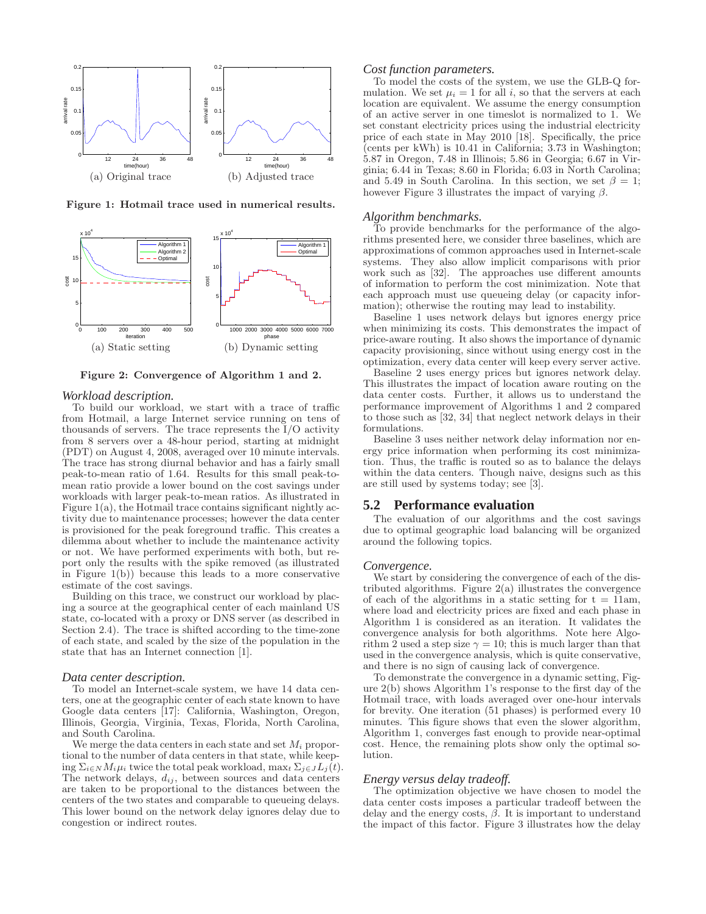0.2
0.15
0.1
0.05
0
arrival rate
12 24 36 48
time(hour)

(a) Original trace

0.2
0.15
0.1
0.05
0
arrival rate
12 24 36 48
time(hour)

(b) Adjusted trace

**Figure 1: Hotmail trace used in numerical results.**

x 10^4
15
10
5
0
cost
0 100 200 300 400 500
iteration
Algorithm 1
Algorithm 2
Optimal

(a) Static setting

x 10^4
15
10
5
0
cost
1000 2000 3000 4000 5000 6000 7000
phase
Algorithm 1
Optimal

(b) Dynamic setting

**Figure 2: Convergence of Algorithm 1 and 2.**

### *Workload description.*

To build our workload, we start with a trace of traffic from Hotmail, a large Internet service running on tens of thousands of servers. The trace represents the I/O activity from 8 servers over a 48-hour period, starting at midnight (PDT) on August 4, 2008, averaged over 10 minute intervals. The trace has strong diurnal behavior and has a fairly small peak-to-mean ratio of 1.64. Results for this small peak-to-mean ratio provide a lower bound on the cost savings under workloads with larger peak-to-mean ratios. As illustrated in Figure 1(a), the Hotmail trace contains significant nightly activity due to maintenance processes; however the data center is provisioned for the peak foreground traffic. This creates a dilemma about whether to include the maintenance activity or not. We have performed experiments with both, but report only the results with the spike removed (as illustrated in Figure 1(b)) because this leads to a more conservative estimate of the cost savings.

Building on this trace, we construct our workload by placing a source at the geographical center of each mainland US state, co-located with a proxy or DNS server (as described in Section 2.4). The trace is shifted according to the time-zone of each state, and scaled by the size of the population in the state that has an Internet connection [1].

### *Data center description.*

To model an Internet-scale system, we have 14 data centers, one at the geographic center of each state known to have Google data centers [17]: California, Washington, Oregon, Illinois, Georgia, Virginia, Texas, Florida, North Carolina, and South Carolina.

We merge the data centers in each state and set $M_i$ proportional to the number of data centers in that state, while keeping $\Sigma_{i \in N} M_i \mu_i$ twice the total peak workload, $\max_t \Sigma_{j \in J} L_j(t)$. The network delays, $d_{ij}$, between sources and data centers are taken to be proportional to the distances between the centers of the two states and comparable to queueing delays. This lower bound on the network delay ignores delay due to congestion or indirect routes.

### *Cost function parameters.*

To model the costs of the system, we use the GLB-Q formulation. We set $\mu_i = 1$ for all $i$, so that the servers at each location are equivalent. We assume the energy consumption of an active server in one timeslot is normalized to 1. We set constant electricity prices using the industrial electricity price of each state in May 2010 [18]. Specifically, the price (cents per kWh) is 10.41 in California; 3.73 in Washington; 5.87 in Oregon, 7.48 in Illinois; 5.86 in Georgia; 6.67 in Virginia; 6.44 in Texas; 8.60 in Florida; 6.03 in North Carolina; and 5.49 in South Carolina. In this section, we set $\beta = 1$; however Figure 3 illustrates the impact of varying $\beta$.

### *Algorithm benchmarks.*

To provide benchmarks for the performance of the algorithms presented here, we consider three baselines, which are approximations of common approaches used in Internet-scale systems. They also allow implicit comparisons with prior work such as [32]. The approaches use different amounts of information to perform the cost minimization. Note that each approach must use queueing delay (or capacity information); otherwise the routing may lead to instability.

Baseline 1 uses network delays but ignores energy price when minimizing its costs. This demonstrates the impact of price-aware routing. It also shows the importance of dynamic capacity provisioning, since without using energy cost in the optimization, every data center will keep every server active.

Baseline 2 uses energy prices but ignores network delay. This illustrates the impact of location aware routing on the data center costs. Further, it allows us to understand the performance improvement of Algorithms 1 and 2 compared to those such as [32, 34] that neglect network delays in their formulations.

Baseline 3 uses neither network delay information nor energy price information when performing its cost minimization. Thus, the traffic is routed so as to balance the delays within the data centers. Though naive, designs such as this are still used by systems today; see [3].

## 5.2 Performance evaluation

The evaluation of our algorithms and the cost savings due to optimal geographic load balancing will be organized around the following topics.

### *Convergence.*

We start by considering the convergence of each of the distributed algorithms. Figure 2(a) illustrates the convergence of each of the algorithms in a static setting for t = 11am, where load and electricity prices are fixed and each phase in Algorithm 1 is considered as an iteration. It validates the convergence analysis for both algorithms. Note here Algorithm 2 used a step size $\gamma = 10$; this is much larger than that used in the convergence analysis, which is quite conservative, and there is no sign of causing lack of convergence.

To demonstrate the convergence in a dynamic setting, Figure 2(b) shows Algorithm 1's response to the first day of the Hotmail trace, with loads averaged over one-hour intervals for brevity. One iteration (51 phases) is performed every 10 minutes. This figure shows that even the slower algorithm, Algorithm 1, converges fast enough to provide near-optimal cost. Hence, the remaining plots show only the optimal solution.

### *Energy versus delay tradeoff.*

The optimization objective we have chosen to model the data center costs imposes a particular tradeoff between the delay and the energy costs, $\beta$. It is important to understand the impact of this factor. Figure 3 illustrates how the delay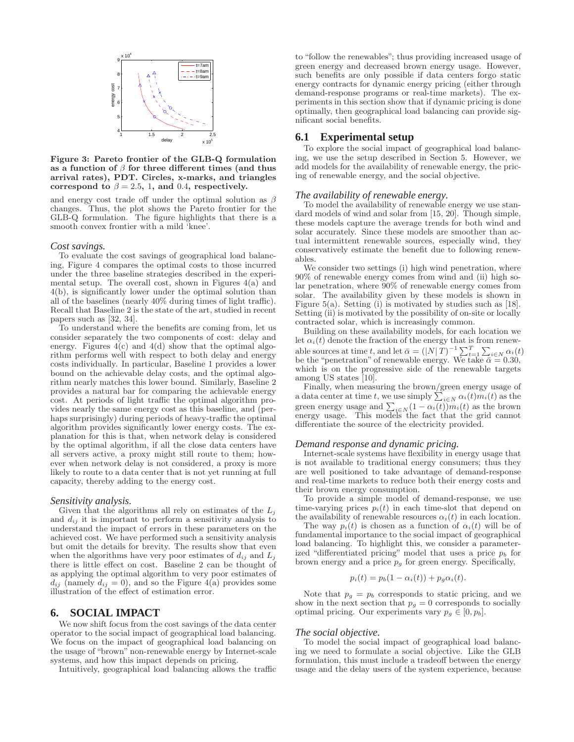Figure 3: Pareto frontier of the GLB-Q formulation as a function of $\beta$ for three different times (and thus arrival rates), PDT. Circles, x-marks, and triangles correspond to $\beta = 2.5$, 1, and 0.4, respectively.

and energy cost trade off under the optimal solution as $\beta$ changes. Thus, the plot shows the Pareto frontier for the GLB-Q formulation. The figure highlights that there is a smooth convex frontier with a mild 'knee'.

### *Cost savings.*

To evaluate the cost savings of geographical load balancing, Figure 4 compares the optimal costs to those incurred under the three baseline strategies described in the experimental setup. The overall cost, shown in Figures 4(a) and 4(b), is significantly lower under the optimal solution than all of the baselines (nearly 40% during times of light traffic). Recall that Baseline 2 is the state of the art, studied in recent papers such as [32, 34].

To understand where the benefits are coming from, let us consider separately the two components of cost: delay and energy. Figures 4(c) and 4(d) show that the optimal algorithm performs well with respect to both delay and energy costs individually. In particular, Baseline 1 provides a lower bound on the achievable delay costs, and the optimal algorithm nearly matches this lower bound. Similarly, Baseline 2 provides a natural bar for comparing the achievable energy cost. At periods of light traffic the optimal algorithm provides nearly the same energy cost as this baseline, and (perhaps surprisingly) during periods of heavy-traffic the optimal algorithm provides significantly lower energy costs. The explanation for this is that, when network delay is considered by the optimal algorithm, if all the close data centers have all servers active, a proxy might still route to them; however when network delay is not considered, a proxy is more likely to route to a data center that is not yet running at full capacity, thereby adding to the energy cost.

### *Sensitivity analysis.*

Given that the algorithms all rely on estimates of the $L_j$ and $d_{ij}$ it is important to perform a sensitivity analysis to understand the impact of errors in these parameters on the achieved cost. We have performed such a sensitivity analysis but omit the details for brevity. The results show that even when the algorithms have very poor estimates of $d_{ij}$ and $L_j$ there is little effect on cost. Baseline 2 can be thought of as applying the optimal algorithm to very poor estimates of $d_{ij}$ (namely $d_{ij} = 0$), and so the Figure 4(a) provides some illustration of the effect of estimation error.

## 6. SOCIAL IMPACT

We now shift focus from the cost savings of the data center operator to the social impact of geographical load balancing. We focus on the impact of geographical load balancing on the usage of "brown" non-renewable energy by Internet-scale systems, and how this impact depends on pricing.

Intuitively, geographical load balancing allows the traffic to "follow the renewables"; thus providing increased usage of green energy and decreased brown energy usage. However, such benefits are only possible if data centers forgo static energy contracts for dynamic energy pricing (either through demand-response programs or real-time markets). The experiments in this section show that if dynamic pricing is done optimally, then geographical load balancing can provide significant social benefits.

### 6.1 Experimental setup

To explore the social impact of geographical load balancing, we use the setup described in Section 5. However, we add models for the availability of renewable energy, the pricing of renewable energy, and the social objective.

### *The availability of renewable energy.*

To model the availability of renewable energy we use standard models of wind and solar from [15, 20]. Though simple, these models capture the average trends for both wind and solar accurately. Since these models are smoother than actual intermittent renewable sources, especially wind, they conservatively estimate the benefit due to following renewables.

We consider two settings (i) high wind penetration, where 90% of renewable energy comes from wind and (ii) high solar penetration, where 90% of renewable energy comes from solar. The availability given by these models is shown in Figure 5(a). Setting (i) is motivated by studies such as [18]. Setting (ii) is motivated by the possibility of on-site or locally contracted solar, which is increasingly common.

Building on these availability models, for each location we let $\alpha_i(t)$ denote the fraction of the energy that is from renewable sources at time $t$, and let $\bar{\alpha} = (|N|\,T)^{-1} \sum_{t=1}^{T} \sum_{i \in N} \alpha_i(t)$ be the "penetration" of renewable energy. We take $\bar{\alpha} = 0.30$, which is on the progressive side of the renewable targets among US states [10].

Finally, when measuring the brown/green energy usage of a data center at time $t$, we use simply $\sum_{i \in N} \alpha_i(t) m_i(t)$ as the green energy usage and $\sum_{i \in N} (1 - \alpha_i(t)) m_i(t)$ as the brown energy usage. This models the fact that the grid cannot differentiate the source of the electricity provided.

### *Demand response and dynamic pricing.*

Internet-scale systems have flexibility in energy usage that is not available to traditional energy consumers; thus they are well positioned to take advantage of demand-response and real-time markets to reduce both their energy costs and their brown energy consumption.

To provide a simple model of demand-response, we use time-varying prices $p_i(t)$ in each time-slot that depend on the availability of renewable resources $\alpha_i(t)$ in each location.

The way $p_i(t)$ is chosen as a function of $\alpha_i(t)$ will be of fundamental importance to the social impact of geographical load balancing. To highlight this, we consider a parameterized "differentiated pricing" model that uses a price $p_b$ for brown energy and a price $p_g$ for green energy. Specifically,

$$p_i(t) = p_b(1 - \alpha_i(t)) + p_g \alpha_i(t).$$

Note that $p_g = p_b$ corresponds to static pricing, and we show in the next section that $p_g = 0$ corresponds to socially optimal pricing. Our experiments vary $p_g \in [0, p_b]$.

### *The social objective.*

To model the social impact of geographical load balancing we need to formulate a social objective. Like the GLB formulation, this must include a tradeoff between the energy usage and the delay users of the system experience, because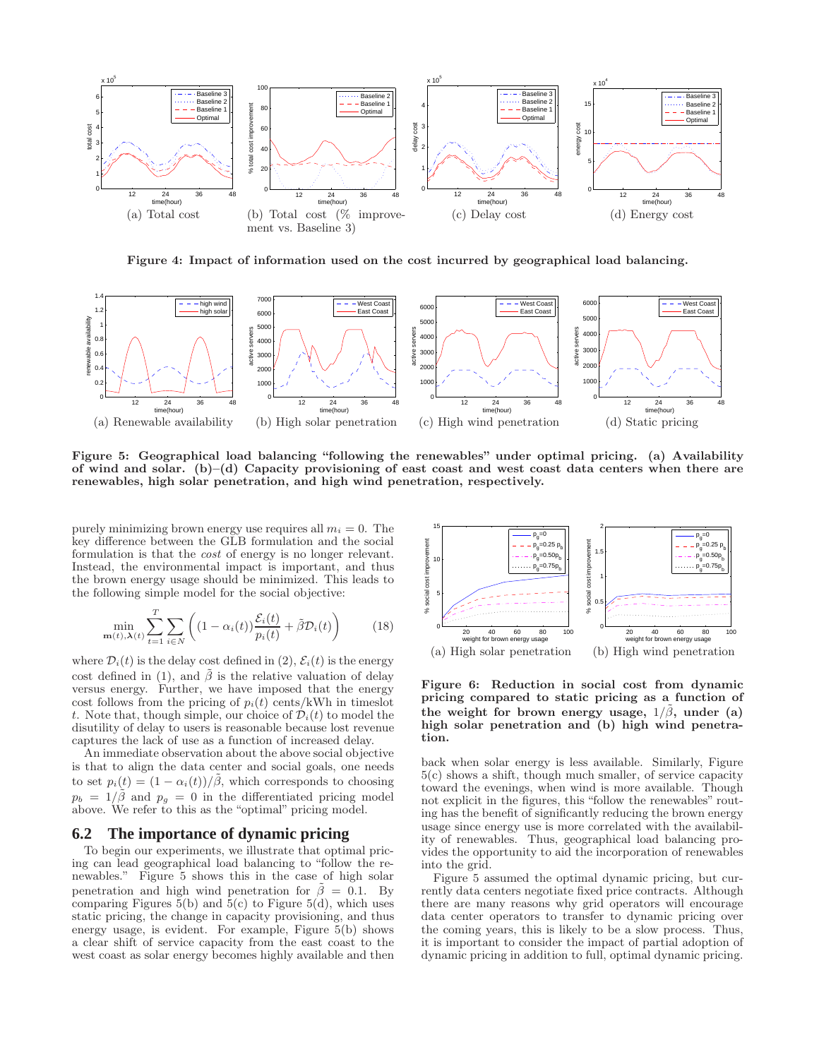x $10^5$

Baseline 3
Baseline 2
Baseline 1
Optimal

total cost

time(hour)

(a) Total cost

Baseline 2
Baseline 1
Optimal

% total cost improvement

time(hour)

(b) Total cost (% improvement vs. Baseline 3)

x $10^5$

Baseline 3
Baseline 2
Baseline 1
Optimal

delay cost

time(hour)

(c) Delay cost

x $10^4$

Baseline 3
Baseline 2
Baseline 1
Optimal

energy cost

time(hour)

(d) Energy cost

**Figure 4: Impact of information used on the cost incurred by geographical load balancing.**

high wind
high solar

renewable availability

time(hour)

(a) Renewable availability

West Coast
East Coast

active servers

time(hour)

(b) High solar penetration

West Coast
East Coast

active servers

time(hour)

(c) High wind penetration

West Coast
East Coast

active servers

time(hour)

(d) Static pricing

**Figure 5: Geographical load balancing "following the renewables" under optimal pricing. (a) Availability of wind and solar. (b)–(d) Capacity provisioning of east coast and west coast data centers when there are renewables, high solar penetration, and high wind penetration, respectively.**

purely minimizing brown energy use requires all $m_i = 0$. The key difference between the GLB formulation and the social formulation is that the *cost* of energy is no longer relevant. Instead, the environmental impact is important, and thus the brown energy usage should be minimized. This leads to the following simple model for the social objective:

$$\min_{\mathbf{m}(t),\boldsymbol{\lambda}(t)} \sum_{t=1}^{T} \sum_{i \in N} \left( (1 - \alpha_i(t)) \frac{\mathcal{E}_i(t)}{p_i(t)} + \tilde{\beta} \mathcal{D}_i(t) \right) \tag{18}$$

where $\mathcal{D}_i(t)$ is the delay cost defined in (2), $\mathcal{E}_i(t)$ is the energy cost defined in (1), and $\tilde{\beta}$ is the relative valuation of delay versus energy. Further, we have imposed that the energy cost follows from the pricing of $p_i(t)$ cents/kWh in timeslot $t$. Note that, though simple, our choice of $\mathcal{D}_i(t)$ to model the disutility of delay to users is reasonable because lost revenue captures the lack of use as a function of increased delay.

An immediate observation about the above social objective is that to align the data center and social goals, one needs to set $p_i(t) = (1 - \alpha_i(t))/\tilde{\beta}$, which corresponds to choosing $p_b = 1/\tilde{\beta}$ and $p_g = 0$ in the differentiated pricing model above. We refer to this as the "optimal" pricing model.

## 6.2 The importance of dynamic pricing

To begin our experiments, we illustrate that optimal pricing can lead geographical load balancing to "follow the renewables." Figure 5 shows this in the case of high solar penetration and high wind penetration for $\tilde{\beta} = 0.1$. By comparing Figures 5(b) and 5(c) to Figure 5(d), which uses static pricing, the change in capacity provisioning, and thus energy usage, is evident. For example, Figure 5(b) shows a clear shift of service capacity from the east coast to the west coast as solar energy becomes highly available and then back when solar energy is less available. Similarly, Figure 5(c) shows a shift, though much smaller, of service capacity toward the evenings, when wind is more available. Though not explicit in the figures, this "follow the renewables" routing has the benefit of significantly reducing the brown energy usage since energy use is more correlated with the availability of renewables. Thus, geographical load balancing provides the opportunity to aid the incorporation of renewables into the grid.

$p_g$=0
$p_g$=0.25 $p_b$
$p_g$=0.50$p_b$
$p_g$=0.75$p_b$

% social cost improvement

weight for brown energy usage

(a) High solar penetration

$p_g$=0
$p_g$=0.25 $p_b$
$p_g$=0.50$p_b$
$p_g$=0.75$p_b$

% social cost improvement

weight for brown energy usage

(b) High wind penetration

**Figure 6: Reduction in social cost from dynamic pricing compared to static pricing as a function of the weight for brown energy usage, $1/\tilde{\beta}$, under (a) high solar penetration and (b) high wind penetration.**

Figure 5 assumed the optimal dynamic pricing, but currently data centers negotiate fixed price contracts. Although there are many reasons why grid operators will encourage data center operators to transfer to dynamic pricing over the coming years, this is likely to be a slow process. Thus, it is important to consider the impact of partial adoption of dynamic pricing in addition to full, optimal dynamic pricing.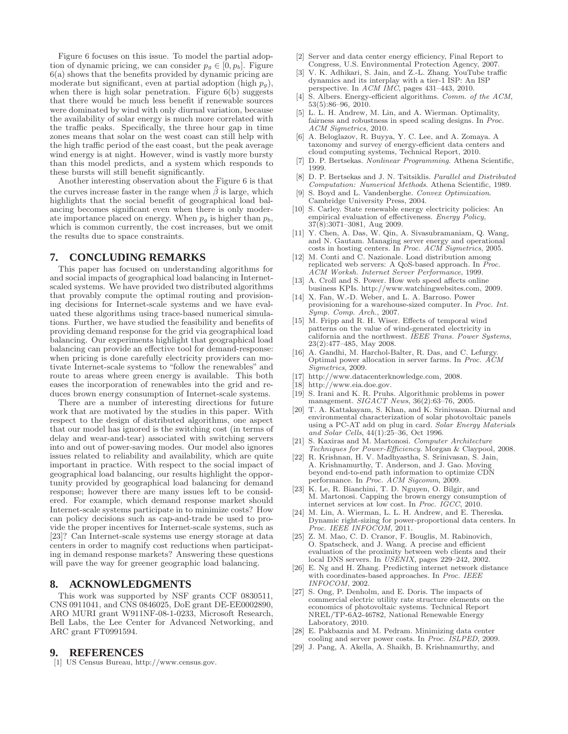Figure 6 focuses on this issue. To model the partial adoption of dynamic pricing, we can consider $p_g \in [0, p_b]$. Figure 6(a) shows that the benefits provided by dynamic pricing are moderate but significant, even at partial adoption (high $p_g$), when there is high solar penetration. Figure 6(b) suggests that there would be much less benefit if renewable sources were dominated by wind with only diurnal variation, because the availability of solar energy is much more correlated with the traffic peaks. Specifically, the three hour gap in time zones means that solar on the west coast can still help with the high traffic period of the east coast, but the peak average wind energy is at night. However, wind is vastly more bursty than this model predicts, and a system which responds to these bursts will still benefit significantly.

Another interesting observation about the Figure 6 is that the curves increase faster in the range when $\tilde{\beta}$ is large, which highlights that the social benefit of geographical load balancing becomes significant even when there is only moderate importance placed on energy. When $p_g$ is higher than $p_b$, which is common currently, the cost increases, but we omit the results due to space constraints.

## 7. CONCLUDING REMARKS

This paper has focused on understanding algorithms for and social impacts of geographical load balancing in Internet-scaled systems. We have provided two distributed algorithms that provably compute the optimal routing and provisioning decisions for Internet-scale systems and we have evaluated these algorithms using trace-based numerical simulations. Further, we have studied the feasibility and benefits of providing demand response for the grid via geographical load balancing. Our experiments highlight that geographical load balancing can provide an effective tool for demand-response: when pricing is done carefully electricity providers can motivate Internet-scale systems to "follow the renewables" and route to areas where green energy is available. This both eases the incorporation of renewables into the grid and reduces brown energy consumption of Internet-scale systems.

There are a number of interesting directions for future work that are motivated by the studies in this paper. With respect to the design of distributed algorithms, one aspect that our model has ignored is the switching cost (in terms of delay and wear-and-tear) associated with switching servers into and out of power-saving modes. Our model also ignores issues related to reliability and availability, which are quite important in practice. With respect to the social impact of geographical load balancing, our results highlight the opportunity provided by geographical load balancing for demand response; however there are many issues left to be considered. For example, which demand response market should Internet-scale systems participate in to minimize costs? How can policy decisions such as cap-and-trade be used to provide the proper incentives for Internet-scale systems, such as [23]? Can Internet-scale systems use energy storage at data centers in order to magnify cost reductions when participating in demand response markets? Answering these questions will pave the way for greener geographic load balancing.

## 8. ACKNOWLEDGMENTS

This work was supported by NSF grants CCF 0830511, CNS 0911041, and CNS 0846025, DoE grant DE-EE0002890, ARO MURI grant W911NF-08-1-0233, Microsoft Research, Bell Labs, the Lee Center for Advanced Networking, and ARC grant FT0991594.

## 9. REFERENCES

[1] US Census Bureau, http://www.census.gov.

[2] Server and data center energy efficiency, Final Report to Congress, U.S. Environmental Protection Agency, 2007.

[3] V. K. Adhikari, S. Jain, and Z.-L. Zhang. YouTube traffic dynamics and its interplay with a tier-1 ISP: An ISP perspective. In *ACM IMC*, pages 431–443, 2010.

[4] S. Albers. Energy-efficient algorithms. *Comm. of the ACM*, 53(5):86–96, 2010.

[5] L. L. H. Andrew, M. Lin, and A. Wierman. Optimality, fairness and robustness in speed scaling designs. In *Proc. ACM Sigmetrics*, 2010.

[6] A. Beloglazov, R. Buyya, Y. C. Lee, and A. Zomaya. A taxonomy and survey of energy-efficient data centers and cloud computing systems, Technical Report, 2010.

[7] D. P. Bertsekas. *Nonlinear Programming*. Athena Scientific, 1999.

[8] D. P. Bertsekas and J. N. Tsitsiklis. *Parallel and Distributed Computation: Numerical Methods*. Athena Scientific, 1989.

[9] S. Boyd and L. Vandenberghe. *Convex Optimization*. Cambridge University Press, 2004.

[10] S. Carley. State renewable energy electricity policies: An empirical evaluation of effectiveness. *Energy Policy*, 37(8):3071–3081, Aug 2009.

[11] Y. Chen, A. Das, W. Qin, A. Sivasubramaniam, Q. Wang, and N. Gautam. Managing server energy and operational costs in hosting centers. In *Proc. ACM Sigmetrics*, 2005.

[12] M. Conti and C. Nazionale. Load distribution among replicated web servers: A QoS-based approach. In *Proc. ACM Worksh. Internet Server Performance*, 1999.

[13] A. Croll and S. Power. How web speed affects online business KPIs. http://www.watchingwebsites.com, 2009.

[14] X. Fan, W.-D. Weber, and L. A. Barroso. Power provisioning for a warehouse-sized computer. In *Proc. Int. Symp. Comp. Arch.*, 2007.

[15] M. Fripp and R. H. Wiser. Effects of temporal wind patterns on the value of wind-generated electricity in california and the northwest. *IEEE Trans. Power Systems*, 23(2):477–485, May 2008.

[16] A. Gandhi, M. Harchol-Balter, R. Das, and C. Lefurgy. Optimal power allocation in server farms. In *Proc. ACM Sigmetrics*, 2009.

[17] http://www.datacenterknowledge.com, 2008.

[18] http://www.eia.doe.gov.

[19] S. Irani and K. R. Pruhs. Algorithmic problems in power management. *SIGACT News*, 36(2):63–76, 2005.

[20] T. A. Kattakayam, S. Khan, and K. Srinivasan. Diurnal and environmental characterization of solar photovoltaic panels using a PC-AT add on plug in card. *Solar Energy Materials and Solar Cells*, 44(1):25–36, Oct 1996.

[21] S. Kaxiras and M. Martonosi. *Computer Architecture Techniques for Power-Efficiency*. Morgan & Claypool, 2008.

[22] R. Krishnan, H. V. Madhyastha, S. Srinivasan, S. Jain, A. Krishnamurthy, T. Anderson, and J. Gao. Moving beyond end-to-end path information to optimize CDN performance. In *Proc. ACM Sigcomm*, 2009.

[23] K. Le, R. Bianchini, T. D. Nguyen, O. Bilgir, and M. Martonosi. Capping the brown energy consumption of internet services at low cost. In *Proc. IGCC*, 2010.

[24] M. Lin, A. Wierman, L. L. H. Andrew, and E. Thereska. Dynamic right-sizing for power-proportional data centers. In *Proc. IEEE INFOCOM*, 2011.

[25] Z. M. Mao, C. D. Cranor, F. Bouglis, M. Rabinovich, O. Spatscheck, and J. Wang. A precise and efficient evaluation of the proximity between web clients and their local DNS servers. In *USENIX*, pages 229–242, 2002.

[26] E. Ng and H. Zhang. Predicting internet network distance with coordinates-based approaches. In *Proc. IEEE INFOCOM*, 2002.

[27] S. Ong, P. Denholm, and E. Doris. The impacts of commercial electric utility rate structure elements on the economics of photovoltaic systems. Technical Report NREL/TP-6A2-46782, National Renewable Energy Laboratory, 2010.

[28] E. Pakbaznia and M. Pedram. Minimizing data center cooling and server power costs. In *Proc. ISLPED*, 2009.

[29] J. Pang, A. Akella, A. Shaikh, B. Krishnamurthy, and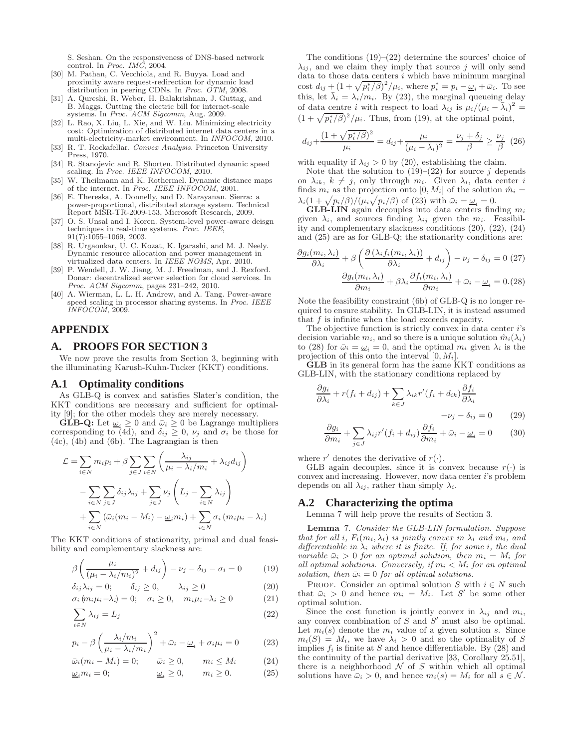S. Seshan. On the responsiveness of DNS-based network control. In *Proc. IMC*, 2004.

[30] M. Pathan, C. Vecchiola, and R. Buyya. Load and proximity aware request-redirection for dynamic load distribution in peering CDNs. In *Proc. OTM*, 2008.

[31] A. Qureshi, R. Weber, H. Balakrishnan, J. Guttag, and B. Maggs. Cutting the electric bill for internet-scale systems. In *Proc. ACM Sigcomm*, Aug. 2009.

[32] L. Rao, X. Liu, L. Xie, and W. Liu. Minimizing electricity cost: Optimization of distributed internet data centers in a multi-electricity-market environment. In *INFOCOM*, 2010.

[33] R. T. Rockafellar. *Convex Analysis*. Princeton University Press, 1970.

[34] R. Stanojevic and R. Shorten. Distributed dynamic speed scaling. In *Proc. IEEE INFOCOM*, 2010.

[35] W. Theilmann and K. Rothermel. Dynamic distance maps of the internet. In *Proc. IEEE INFOCOM*, 2001.

[36] E. Thereska, A. Donnelly, and D. Narayanan. Sierra: a power-proportional, distributed storage system. Technical Report MSR-TR-2009-153, Microsoft Research, 2009.

[37] O. S. Unsal and I. Koren. System-level power-aware deisgn techniques in real-time systems. *Proc. IEEE*, 91(7):1055–1069, 2003.

[38] R. Urgaonkar, U. C. Kozat, K. Igarashi, and M. J. Neely. Dynamic resource allocation and power management in virtualized data centers. In *IEEE NOMS*, Apr. 2010.

[39] P. Wendell, J. W. Jiang, M. J. Freedman, and J. Rexford. Donar: decentralized server selection for cloud services. In *Proc. ACM Sigcomm*, pages 231–242, 2010.

[40] A. Wierman, L. L. H. Andrew, and A. Tang. Power-aware speed scaling in processor sharing systems. In *Proc. IEEE INFOCOM*, 2009.

# APPENDIX

# A. PROOFS FOR SECTION 3

We now prove the results from Section 3, beginning with the illuminating Karush-Kuhn-Tucker (KKT) conditions.

## A.1 Optimality conditions

As GLB-Q is convex and satisfies Slater's condition, the KKT conditions are necessary and sufficient for optimality [9]; for the other models they are merely necessary.

**GLB-Q:** Let $\underline{\omega}_i \geq 0$ and $\bar{\omega}_i \geq 0$ be Lagrange multipliers corresponding to (4d), and $\delta_{ij} \geq 0$, $\nu_j$ and $\sigma_i$ be those for (4c), (4b) and (6b). The Lagrangian is then

$$\mathcal{L} = \sum_{i\in N} m_i p_i + \beta \sum_{j\in J}\sum_{i\in N}\left(\frac{\lambda_{ij}}{\mu_i - \lambda_i/m_i} + \lambda_{ij} d_{ij}\right) - \sum_{i\in N}\sum_{j\in J}\delta_{ij}\lambda_{ij} + \sum_{j\in J}\nu_j\left(L_j - \sum_{i\in N}\lambda_{ij}\right) + \sum_{i\in N}\left(\bar{\omega}_i(m_i - M_i) - \underline{\omega}_i m_i\right) + \sum_{i\in N}\sigma_i\left(m_i\mu_i - \lambda_i\right)$$

The KKT conditions of stationarity, primal and dual feasibility and complementary slackness are:

$$\beta\left(\frac{\mu_i}{(\mu_i - \lambda_i/m_i)^2} + d_{ij}\right) - \nu_j - \delta_{ij} - \sigma_i = 0 \tag{19}$$

$$\delta_{ij}\lambda_{ij} = 0; \qquad \delta_{ij} \geq 0, \qquad \lambda_{ij} \geq 0 \tag{20}$$

$$\sigma_i\left(m_i\mu_i - \lambda_i\right) = 0; \quad \sigma_i \geq 0, \quad m_i\mu_i - \lambda_i \geq 0 \tag{21}$$

$$\sum_{i\in N}\lambda_{ij} = L_j \tag{22}$$

$$p_i - \beta\left(\frac{\lambda_i/m_i}{\mu_i - \lambda_i/m_i}\right)^2 + \bar{\omega}_i - \underline{\omega}_i + \sigma_i\mu_i = 0 \tag{23}$$

$$\bar{\omega}_i(m_i - M_i) = 0; \qquad \bar{\omega}_i \geq 0, \qquad m_i \leq M_i \tag{24}$$

$$\underline{\omega}_i m_i = 0; \qquad \underline{\omega}_i \geq 0, \qquad m_i \geq 0. \tag{25}$$

The conditions (19)–(22) determine the sources' choice of $\lambda_{ij}$, and we claim they imply that source $j$ will only send data to those data centers $i$ which have minimum marginal cost $d_{ij} + (1+\sqrt{p_i^*/\beta})^2/\mu_i$, where $p_i^* = p_i - \underline{\omega}_i + \bar{\omega}_i$. To see this, let $\bar{\lambda}_i = \lambda_i/m_i$. By (23), the marginal queueing delay of data centre $i$ with respect to load $\lambda_{ij}$ is $\mu_i/(\mu_i - \bar{\lambda}_i)^2 = (1+\sqrt{p_i^*/\beta})^2/\mu_i$. Thus, from (19), at the optimal point,

$$d_{ij} + \frac{(1+\sqrt{p_i^*/\beta})^2}{\mu_i} = d_{ij} + \frac{\mu_i}{(\mu_i - \bar{\lambda}_i)^2} = \frac{\nu_j + \delta_j}{\beta} \geq \frac{\nu_j}{\beta} \tag{26}$$

with equality if $\lambda_{ij} > 0$ by (20), establishing the claim.

Note that the solution to (19)–(22) for source $j$ depends on $\lambda_{ik}$, $k \neq j$, only through $m_i$. Given $\lambda_i$, data center $i$ finds $m_i$ as the projection onto $[0, M_i]$ of the solution $\hat{m}_i = \lambda_i(1+\sqrt{p_i/\beta})/(\mu_i\sqrt{p_i/\beta})$ of (23) with $\bar{\omega}_i = \underline{\omega}_i = 0$.

**GLB-LIN** again decouples into data centers finding $m_i$ given $\lambda_i$, and sources finding $\lambda_{ij}$ given the $m_i$. Feasibility and complementary slackness conditions (20), (22), (24) and (25) are as for GLB-Q; the stationarity conditions are:

$$\frac{\partial g_i(m_i,\lambda_i)}{\partial\lambda_i} + \beta\left(\frac{\partial\left(\lambda_i f_i(m_i,\lambda_i)\right)}{\partial\lambda_i} + d_{ij}\right) - \nu_j - \delta_{ij} = 0 \tag{27}$$

$$\frac{\partial g_i(m_i,\lambda_i)}{\partial m_i} + \beta\lambda_i\frac{\partial f_i(m_i,\lambda_i)}{\partial m_i} + \bar{\omega}_i - \underline{\omega}_i = 0. \tag{28}$$

Note the feasibility constraint (6b) of GLB-Q is no longer required to ensure stability. In GLB-LIN, it is instead assumed that $f$ is infinite when the load exceeds capacity.

The objective function is strictly convex in data center $i$'s decision variable $m_i$, and so there is a unique solution $\hat{m}_i(\lambda_i)$ to (28) for $\bar{\omega}_i = \underline{\omega}_i = 0$, and the optimal $m_i$ given $\lambda_i$ is the projection of this onto the interval $[0, M_i]$.

**GLB** in its general form has the same KKT conditions as GLB-LIN, with the stationary conditions replaced by

$$\frac{\partial g_i}{\partial\lambda_i} + r(f_i + d_{ij}) + \sum_{k\in J}\lambda_{ik}r'(f_i + d_{ik})\frac{\partial f_i}{\partial\lambda_i} - \nu_j - \delta_{ij} = 0 \tag{29}$$

$$\frac{\partial g_i}{\partial m_i} + \sum_{j\in J}\lambda_{ij}r'(f_i + d_{ij})\frac{\partial f_i}{\partial m_i} + \bar{\omega}_i - \underline{\omega}_i = 0 \tag{30}$$

where $r'$ denotes the derivative of $r(\cdot)$.

GLB again decouples, since it is convex because $r(\cdot)$ is convex and increasing. However, now data center $i$'s problem depends on all $\lambda_{ij}$, rather than simply $\lambda_i$.

## A.2 Characterizing the optima

Lemma 7 will help prove the results of Section 3.

**Lemma 7.** *Consider the GLB-LIN formulation. Suppose that for all $i$, $F_i(m_i, \lambda_i)$ is jointly convex in $\lambda_i$ and $m_i$, and differentiable in $\lambda_i$ where it is finite. If, for some $i$, the dual variable $\bar{\omega}_i > 0$ for an optimal solution, then $m_i = M_i$ for all optimal solutions. Conversely, if $m_i < M_i$ for an optimal solution, then $\bar{\omega}_i = 0$ for all optimal solutions.*

Proof. Consider an optimal solution $S$ with $i \in N$ such that $\bar{\omega}_i > 0$ and hence $m_i = M_i$. Let $S'$ be some other optimal solution.

Since the cost function is jointly convex in $\lambda_{ij}$ and $m_i$, any convex combination of $S$ and $S'$ must also be optimal. Let $m_i(s)$ denote the $m_i$ value of a given solution $s$. Since $m_i(S) = M_i$, we have $\lambda_i > 0$ and so the optimality of $S$ implies $f_i$ is finite at $S$ and hence differentiable. By (28) and the continuity of the partial derivative [33, Corollary 25.51], there is a neighborhood $\mathcal{N}$ of $S$ within which all optimal solutions have $\bar{\omega}_i > 0$, and hence $m_i(s) = M_i$ for all $s \in \mathcal{N}$.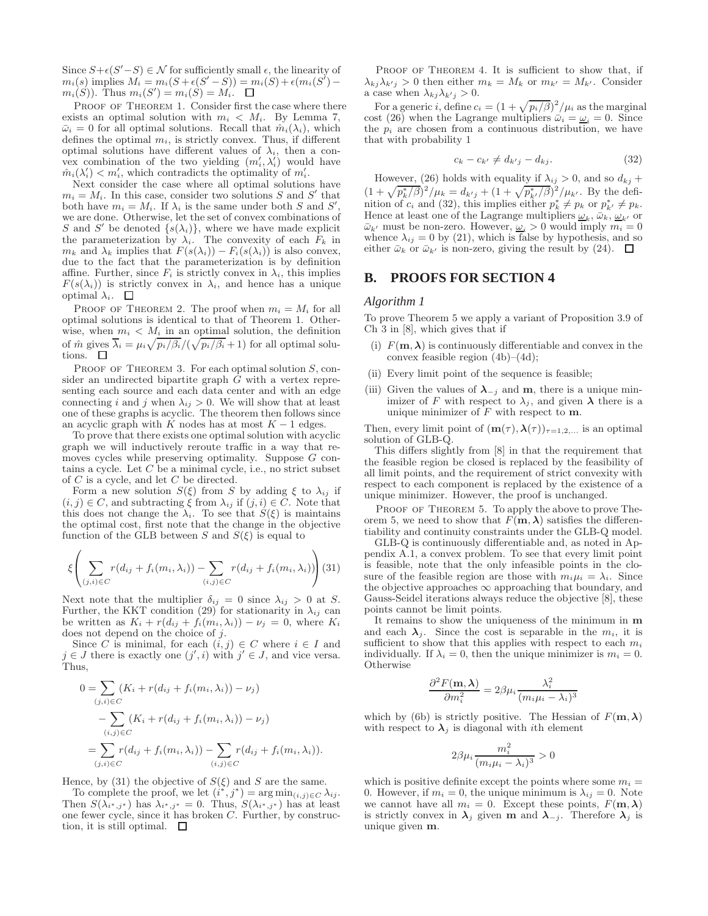Since $S+\epsilon(S'-S) \in \mathcal{N}$ for sufficiently small $\epsilon$, the linearity of $m_i(s)$ implies $M_i = m_i(S+\epsilon(S'-S)) = m_i(S) + \epsilon(m_i(S') - m_i(S))$. Thus $m_i(S') = m_i(S) = M_i$. $\square$

PROOF OF THEOREM 1. Consider first the case where there exists an optimal solution with $m_i < M_i$. By Lemma 7, $\bar{\omega}_i = 0$ for all optimal solutions. Recall that $\hat{m}_i(\lambda_i)$, which defines the optimal $m_i$, is strictly convex. Thus, if different optimal solutions have different values of $\lambda_i$, then a convex combination of the two yielding $(m'_i, \lambda'_i)$ would have $\hat{m}_i(\lambda'_i) < m'_i$, which contradicts the optimality of $m'_i$.

Next consider the case where all optimal solutions have $m_i = M_i$. In this case, consider two solutions $S$ and $S'$ that both have $m_i = M_i$. If $\lambda_i$ is the same under both $S$ and $S'$, we are done. Otherwise, let the set of convex combinations of $S$ and $S'$ be denoted $\{s(\lambda_i)\}$, where we have made explicit the parameterization by $\lambda_i$. The convexity of each $F_k$ in $m_k$ and $\lambda_k$ implies that $F(s(\lambda_i)) - F_i(s(\lambda_i))$ is also convex, due to the fact that the parameterization is by definition affine. Further, since $F_i$ is strictly convex in $\lambda_i$, this implies $F(s(\lambda_i))$ is strictly convex in $\lambda_i$, and hence has a unique optimal $\lambda_i$. $\square$

PROOF OF THEOREM 2. The proof when $m_i = M_i$ for all optimal solutions is identical to that of Theorem 1. Otherwise, when $m_i < M_i$ in an optimal solution, the definition of $\hat{m}$ gives $\overline{\lambda}_i = \mu_i\sqrt{p_i/\beta_i}/(\sqrt{p_i/\beta_i}+1)$ for all optimal solutions. $\square$

PROOF OF THEOREM 3. For each optimal solution $S$, consider an undirected bipartite graph $G$ with a vertex representing each source and each data center and with an edge connecting $i$ and $j$ when $\lambda_{ij} > 0$. We will show that at least one of these graphs is acyclic. The theorem then follows since an acyclic graph with $K$ nodes has at most $K-1$ edges.

To prove that there exists one optimal solution with acyclic graph we will inductively reroute traffic in a way that removes cycles while preserving optimality. Suppose $G$ contains a cycle. Let $C$ be a minimal cycle, i.e., no strict subset of $C$ is a cycle, and let $C$ be directed.

Form a new solution $S(\xi)$ from $S$ by adding $\xi$ to $\lambda_{ij}$ if $(i,j) \in C$, and subtracting $\xi$ from $\lambda_{ij}$ if $(j,i) \in C$. Note that this does not change the $\lambda_i$. To see that $S(\xi)$ is maintains the optimal cost, first note that the change in the objective function of the GLB between $S$ and $S(\xi)$ is equal to

$$\xi\left(\sum_{(j,i)\in C} r(d_{ij}+f_i(m_i,\lambda_i)) - \sum_{(i,j)\in C} r(d_{ij}+f_i(m_i,\lambda_i))\right) \quad (31)$$

Next note that the multiplier $\delta_{ij} = 0$ since $\lambda_{ij} > 0$ at $S$. Further, the KKT condition (29) for stationarity in $\lambda_{ij}$ can be written as $K_i + r(d_{ij} + f_i(m_i, \lambda_i)) - \nu_j = 0$, where $K_i$ does not depend on the choice of $j$.

Since $C$ is minimal, for each $(i,j) \in C$ where $i \in I$ and $j \in J$ there is exactly one $(j', i)$ with $j' \in J$, and vice versa. Thus,

$$\begin{aligned}
0 &= \sum_{(j,i)\in C} (K_i + r(d_{ij}+f_i(m_i,\lambda_i)) - \nu_j) \\
&\quad - \sum_{(i,j)\in C} (K_i + r(d_{ij}+f_i(m_i,\lambda_i)) - \nu_j) \\
&= \sum_{(j,i)\in C} r(d_{ij}+f_i(m_i,\lambda_i)) - \sum_{(i,j)\in C} r(d_{ij}+f_i(m_i,\lambda_i)).
\end{aligned}$$

Hence, by (31) the objective of $S(\xi)$ and $S$ are the same.

To complete the proof, we let $(i^*, j^*) = \arg\min_{(i,j)\in C} \lambda_{ij}$. Then $S(\lambda_{i^*,j^*})$ has $\lambda_{i^*,j^*} = 0$. Thus, $S(\lambda_{i^*,j^*})$ has at least one fewer cycle, since it has broken $C$. Further, by construction, it is still optimal. $\square$

PROOF OF THEOREM 4. It is sufficient to show that, if $\lambda_{kj}\lambda_{k'j} > 0$ then either $m_k = M_k$ or $m_{k'} = M_{k'}$. Consider a case when $\lambda_{kj}\lambda_{k'j} > 0$.

For a generic $i$, define $c_i = (1+\sqrt{p_i/\beta})^2/\mu_i$ as the marginal cost (26) when the Lagrange multipliers $\bar{\omega}_i = \underline{\omega}_i = 0$. Since the $p_i$ are chosen from a continuous distribution, we have that with probability 1

$$c_k - c_{k'} \neq d_{k'j} - d_{kj}. \quad (32)$$

However, (26) holds with equality if $\lambda_{ij} > 0$, and so $d_{kj} + (1+\sqrt{p^*_k/\beta})^2/\mu_k = d_{k'j} + (1+\sqrt{p^*_{k'}/\beta})^2/\mu_{k'}$. By the definition of $c_i$ and (32), this implies either $p^*_k \neq p_k$ or $p^*_{k'} \neq p_k$. Hence at least one of the Lagrange multipliers $\underline{\omega}_k$, $\bar{\omega}_k$, $\underline{\omega}_{k'}$ or $\bar{\omega}_{k'}$ must be non-zero. However, $\underline{\omega}_i > 0$ would imply $m_i = 0$ whence $\lambda_{ij} = 0$ by (21), which is false by hypothesis, and so either $\bar{\omega}_k$ or $\bar{\omega}_{k'}$ is non-zero, giving the result by (24). $\square$

## B. PROOFS FOR SECTION 4

### Algorithm 1

To prove Theorem 5 we apply a variant of Proposition 3.9 of Ch 3 in [8], which gives that if

(i) $F(\mathbf{m}, \boldsymbol{\lambda})$ is continuously differentiable and convex in the convex feasible region (4b)–(4d);

(ii) Every limit point of the sequence is feasible;

(iii) Given the values of $\boldsymbol{\lambda}_{-j}$ and $\mathbf{m}$, there is a unique minimizer of $F$ with respect to $\lambda_j$, and given $\boldsymbol{\lambda}$ there is a unique minimizer of $F$ with respect to $\mathbf{m}$.

Then, every limit point of $(\mathbf{m}(\tau), \boldsymbol{\lambda}(\tau))_{\tau=1,2,\ldots}$ is an optimal solution of GLB-Q.

This differs slightly from [8] in that the requirement that the feasible region be closed is replaced by the feasibility of all limit points, and the requirement of strict convexity with respect to each component is replaced by the existence of a unique minimizer. However, the proof is unchanged.

PROOF OF THEOREM 5. To apply the above to prove Theorem 5, we need to show that $F(\mathbf{m}, \boldsymbol{\lambda})$ satisfies the differentiability and continuity constraints under the GLB-Q model.

GLB-Q is continuously differentiable and, as noted in Appendix A.1, a convex problem. To see that every limit point is feasible, note that the only infeasible points in the closure of the feasible region are those with $m_i\mu_i = \lambda_i$. Since the objective approaches $\infty$ approaching that boundary, and Gauss-Seidel iterations always reduce the objective [8], these points cannot be limit points.

It remains to show the uniqueness of the minimum in $\mathbf{m}$ and each $\boldsymbol{\lambda}_j$. Since the cost is separable in the $m_i$, it is sufficient to show that this applies with respect to each $m_i$ individually. If $\lambda_i = 0$, then the unique minimizer is $m_i = 0$. Otherwise

$$\frac{\partial^2 F(\mathbf{m}, \boldsymbol{\lambda})}{\partial m_i^2} = 2\beta\mu_i \frac{\lambda_i^2}{(m_i\mu_i - \lambda_i)^3}$$

which by (6b) is strictly positive. The Hessian of $F(\mathbf{m}, \boldsymbol{\lambda})$ with respect to $\boldsymbol{\lambda}_j$ is diagonal with $i$th element

$$2\beta\mu_i \frac{m_i^2}{(m_i\mu_i - \lambda_i)^3} > 0$$

which is positive definite except the points where some $m_i = 0$. However, if $m_i = 0$, the unique minimum is $\lambda_{ij} = 0$. Note we cannot have all $m_i = 0$. Except these points, $F(\mathbf{m}, \boldsymbol{\lambda})$ is strictly convex in $\boldsymbol{\lambda}_j$ given $\mathbf{m}$ and $\boldsymbol{\lambda}_{-j}$. Therefore $\boldsymbol{\lambda}_j$ is unique given $\mathbf{m}$.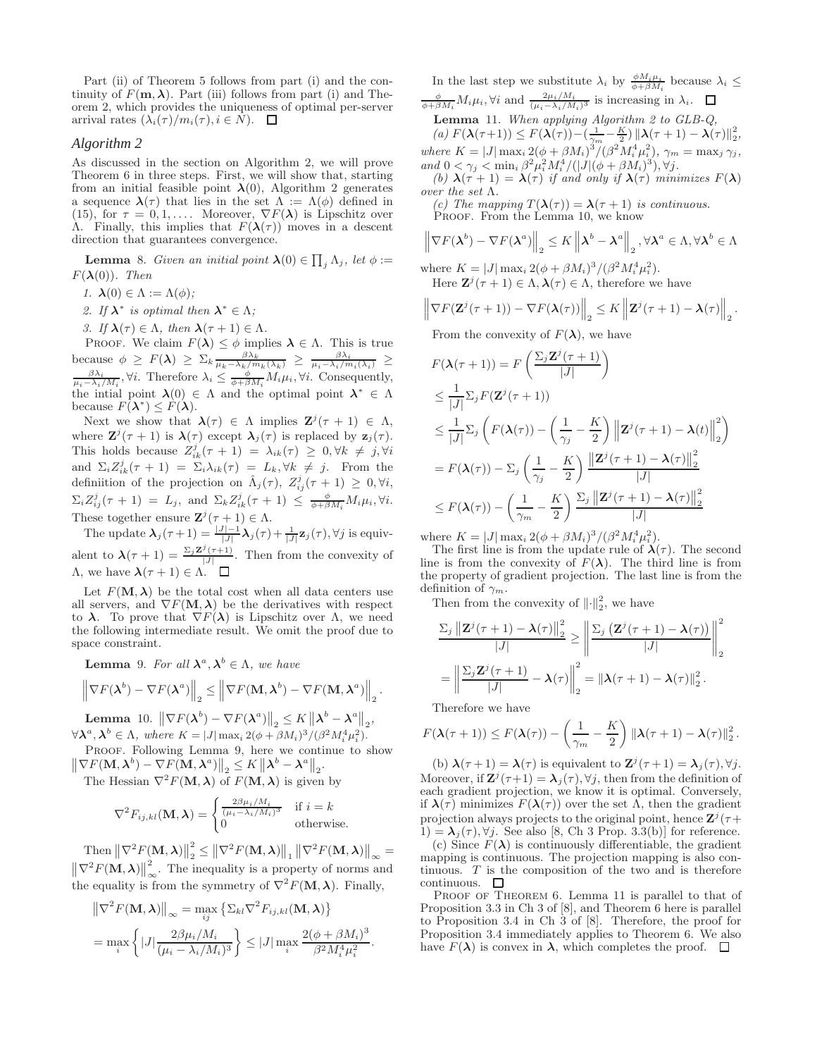Part (ii) of Theorem 5 follows from part (i) and the continuity of $F(\mathbf{m}, \boldsymbol{\lambda})$. Part (iii) follows from part (i) and Theorem 2, which provides the uniqueness of optimal per-server arrival rates $(\lambda_i(\tau)/m_i(\tau), i \in N)$. $\square$

### Algorithm 2

As discussed in the section on Algorithm 2, we will prove Theorem 6 in three steps. First, we will show that, starting from an initial feasible point $\boldsymbol{\lambda}(0)$, Algorithm 2 generates a sequence $\boldsymbol{\lambda}(\tau)$ that lies in the set $\Lambda := \Lambda(\phi)$ defined in (15), for $\tau = 0, 1, \ldots$. Moreover, $\nabla F(\boldsymbol{\lambda})$ is Lipschitz over $\Lambda$. Finally, this implies that $F(\boldsymbol{\lambda}(\tau))$ moves in a descent direction that guarantees convergence.

**Lemma** 8. *Given an initial point $\boldsymbol{\lambda}(0) \in \prod_j \Lambda_j$, let $\phi := F(\boldsymbol{\lambda}(0))$. Then*

1. *$\boldsymbol{\lambda}(0) \in \Lambda := \Lambda(\phi)$;*
2. *If $\boldsymbol{\lambda}^*$ is optimal then $\boldsymbol{\lambda}^* \in \Lambda$;*
3. *If $\boldsymbol{\lambda}(\tau) \in \Lambda$, then $\boldsymbol{\lambda}(\tau+1) \in \Lambda$.*

Proof. We claim $F(\boldsymbol{\lambda}) \leq \phi$ implies $\boldsymbol{\lambda} \in \Lambda$. This is true because $\phi \geq F(\boldsymbol{\lambda}) \geq \Sigma_k \frac{\beta\lambda_k}{\mu_k - \lambda_k/m_k(\lambda_k)} \geq \frac{\beta\lambda_i}{\mu_i - \lambda_i/m_i(\lambda_i)} \geq \frac{\beta\lambda_i}{\mu_i - \lambda_i/M_i}, \forall i$. Therefore $\lambda_i \leq \frac{\phi}{\phi+\beta M_i} M_i\mu_i, \forall i$. Consequently, the intial point $\boldsymbol{\lambda}(0) \in \Lambda$ and the optimal point $\boldsymbol{\lambda}^* \in \Lambda$ because $F(\boldsymbol{\lambda}^*) \leq F(\boldsymbol{\lambda})$.

Next we show that $\boldsymbol{\lambda}(\tau) \in \Lambda$ implies $\mathbf{Z}^j(\tau+1) \in \Lambda$, where $\mathbf{Z}^j(\tau+1)$ is $\boldsymbol{\lambda}(\tau)$ except $\boldsymbol{\lambda}_j(\tau)$ is replaced by $\mathbf{z}_j(\tau)$. This holds because $Z^j_{ik}(\tau+1) = \lambda_{ik}(\tau) \geq 0, \forall k \neq j, \forall i$ and $\Sigma_i Z^j_{ik}(\tau+1) = \Sigma_i \lambda_{ik}(\tau) = L_k, \forall k \neq j$. From the definiition of the projection on $\hat{\Lambda}_j(\tau)$, $Z^j_{ij}(\tau+1) \geq 0, \forall i$, $\Sigma_i Z^j_{ij}(\tau+1) = L_j$, and $\Sigma_k Z^j_{ik}(\tau+1) \leq \frac{\phi}{\phi+\beta M_i} M_i\mu_i, \forall i$. These together ensure $\mathbf{Z}^j(\tau+1) \in \Lambda$.

The update $\boldsymbol{\lambda}_j(\tau+1) = \frac{|J|-1}{|J|}\boldsymbol{\lambda}_j(\tau) + \frac{1}{|J|}\mathbf{z}_j(\tau), \forall j$ is equivalent to $\boldsymbol{\lambda}(\tau+1) = \frac{\Sigma_j \mathbf{Z}^j(\tau+1)}{|J|}$. Then from the convexity of $\Lambda$, we have $\boldsymbol{\lambda}(\tau+1) \in \Lambda$. $\square$

Let $F(\mathbf{M}, \boldsymbol{\lambda})$ be the total cost when all data centers use all servers, and $\nabla F(\mathbf{M}, \boldsymbol{\lambda})$ be the derivatives with respect to $\boldsymbol{\lambda}$. To prove that $\nabla F(\boldsymbol{\lambda})$ is Lipschitz over $\Lambda$, we need the following intermediate result. We omit the proof due to space constraint.

**Lemma** 9. *For all $\boldsymbol{\lambda}^a, \boldsymbol{\lambda}^b \in \Lambda$, we have*

$$\left\|\nabla F(\boldsymbol{\lambda}^b) - \nabla F(\boldsymbol{\lambda}^a)\right\|_2 \leq \left\|\nabla F(\mathbf{M}, \boldsymbol{\lambda}^b) - \nabla F(\mathbf{M}, \boldsymbol{\lambda}^a)\right\|_2.$$

**Lemma** 10. *$\left\|\nabla F(\boldsymbol{\lambda}^b) - \nabla F(\boldsymbol{\lambda}^a)\right\|_2 \leq K\left\|\boldsymbol{\lambda}^b - \boldsymbol{\lambda}^a\right\|_2$, $\forall \boldsymbol{\lambda}^a, \boldsymbol{\lambda}^b \in \Lambda$, where $K = |J|\max_i 2(\phi+\beta M_i)^3/(\beta^2 M_i^4 \mu_i^2)$.*

Proof. Following Lemma 9, here we continue to show $\left\|\nabla F(\mathbf{M}, \boldsymbol{\lambda}^b) - \nabla F(\mathbf{M}, \boldsymbol{\lambda}^a)\right\|_2 \leq K\left\|\boldsymbol{\lambda}^b - \boldsymbol{\lambda}^a\right\|_2$.

The Hessian $\nabla^2 F(\mathbf{M}, \boldsymbol{\lambda})$ of $F(\mathbf{M}, \boldsymbol{\lambda})$ is given by

$$\nabla^2 F_{ij,kl}(\mathbf{M}, \boldsymbol{\lambda}) = \begin{cases} \frac{2\beta\mu_i/M_i}{(\mu_i - \lambda_i/M_i)^3} & \text{if } i = k \\ 0 & \text{otherwise.} \end{cases}$$

Then $\left\|\nabla^2 F(\mathbf{M}, \boldsymbol{\lambda})\right\|_2^2 \leq \left\|\nabla^2 F(\mathbf{M}, \boldsymbol{\lambda})\right\|_1 \left\|\nabla^2 F(\mathbf{M}, \boldsymbol{\lambda})\right\|_\infty = \left\|\nabla^2 F(\mathbf{M}, \boldsymbol{\lambda})\right\|_\infty^2$. The inequality is a property of norms and the equality is from the symmetry of $\nabla^2 F(\mathbf{M}, \boldsymbol{\lambda})$. Finally,

$$\begin{aligned}
&\left\|\nabla^2 F(\mathbf{M}, \boldsymbol{\lambda})\right\|_\infty = \max_{ij}\left\{\Sigma_{kl}\nabla^2 F_{ij,kl}(\mathbf{M}, \boldsymbol{\lambda})\right\} \\
&= \max_i\left\{|J|\frac{2\beta\mu_i/M_i}{(\mu_i - \lambda_i/M_i)^3}\right\} \leq |J|\max_i \frac{2(\phi+\beta M_i)^3}{\beta^2 M_i^4 \mu_i^2}.
\end{aligned}$$

In the last step we substitute $\lambda_i$ by $\frac{\phi M_i \mu_i}{\phi+\beta M_i}$ because $\lambda_i \leq \frac{\phi}{\phi+\beta M_i} M_i\mu_i, \forall i$ and $\frac{2\mu_i/M_i}{(\mu_i - \lambda_i/M_i)^3}$ is increasing in $\lambda_i$. $\square$

**Lemma** 11. *When applying Algorithm 2 to GLB-Q,*

*(a) $F(\boldsymbol{\lambda}(\tau+1)) \leq F(\boldsymbol{\lambda}(\tau)) - (\frac{1}{\gamma_m} - \frac{K}{2})\left\|\boldsymbol{\lambda}(\tau+1) - \boldsymbol{\lambda}(\tau)\right\|_2^2$, where $K = |J|\max_i 2(\phi+\beta M_i)^3/(\beta^2 M_i^4 \mu_i^2)$, $\gamma_m = \max_j \gamma_j$, and $0 < \gamma_j < \min_i \beta^2\mu_i^2 M_i^4/(|J|(\phi+\beta M_i)^3), \forall j$.*

*(b) $\boldsymbol{\lambda}(\tau+1) = \boldsymbol{\lambda}(\tau)$ if and only if $\boldsymbol{\lambda}(\tau)$ minimizes $F(\boldsymbol{\lambda})$ over the set $\Lambda$.*

*(c) The mapping $T(\boldsymbol{\lambda}(\tau)) = \boldsymbol{\lambda}(\tau+1)$ is continuous.*

Proof. From the Lemma 10, we know

$$\left\|\nabla F(\boldsymbol{\lambda}^b) - \nabla F(\boldsymbol{\lambda}^a)\right\|_2 \leq K\left\|\boldsymbol{\lambda}^b - \boldsymbol{\lambda}^a\right\|_2, \forall \boldsymbol{\lambda}^a \in \Lambda, \forall \boldsymbol{\lambda}^b \in \Lambda$$

where $K = |J|\max_i 2(\phi+\beta M_i)^3/(\beta^2 M_i^4 \mu_i^2)$.

Here $\mathbf{Z}^j(\tau+1) \in \Lambda, \boldsymbol{\lambda}(\tau) \in \Lambda$, therefore we have

$$\left\|\nabla F(\mathbf{Z}^j(\tau+1)) - \nabla F(\boldsymbol{\lambda}(\tau))\right\|_2 \leq K\left\|\mathbf{Z}^j(\tau+1) - \boldsymbol{\lambda}(\tau)\right\|_2.$$

From the convexity of $F(\boldsymbol{\lambda})$, we have

$$\begin{aligned}
&F(\boldsymbol{\lambda}(\tau+1)) = F\left(\frac{\Sigma_j \mathbf{Z}^j(\tau+1)}{|J|}\right) \\
&\leq \frac{1}{|J|}\Sigma_j F(\mathbf{Z}^j(\tau+1)) \\
&\leq \frac{1}{|J|}\Sigma_j\left(F(\boldsymbol{\lambda}(\tau)) - \left(\frac{1}{\gamma_j} - \frac{K}{2}\right)\left\|\mathbf{Z}^j(\tau+1) - \boldsymbol{\lambda}(t)\right\|_2^2\right) \\
&= F(\boldsymbol{\lambda}(\tau)) - \Sigma_j\left(\frac{1}{\gamma_j} - \frac{K}{2}\right)\frac{\left\|\mathbf{Z}^j(\tau+1) - \boldsymbol{\lambda}(\tau)\right\|_2^2}{|J|} \\
&\leq F(\boldsymbol{\lambda}(\tau)) - \left(\frac{1}{\gamma_m} - \frac{K}{2}\right)\frac{\Sigma_j\left\|\mathbf{Z}^j(\tau+1) - \boldsymbol{\lambda}(\tau)\right\|_2^2}{|J|}
\end{aligned}$$

where $K = |J|\max_i 2(\phi+\beta M_i)^3/(\beta^2 M_i^4 \mu_i^2)$.

The first line is from the update rule of $\boldsymbol{\lambda}(\tau)$. The second line is from the convexity of $F(\boldsymbol{\lambda})$. The third line is from the property of gradient projection. The last line is from the definition of $\gamma_m$.

Then from the convexity of $\|\cdot\|_2^2$, we have

$$\begin{aligned}
&\frac{\Sigma_j\left\|\mathbf{Z}^j(\tau+1) - \boldsymbol{\lambda}(\tau)\right\|_2^2}{|J|} \geq \left\|\frac{\Sigma_j\left(\mathbf{Z}^j(\tau+1) - \boldsymbol{\lambda}(\tau)\right)}{|J|}\right\|_2^2 \\
&= \left\|\frac{\Sigma_j \mathbf{Z}^j(\tau+1)}{|J|} - \boldsymbol{\lambda}(\tau)\right\|_2^2 = \left\|\boldsymbol{\lambda}(\tau+1) - \boldsymbol{\lambda}(\tau)\right\|_2^2.
\end{aligned}$$

Therefore we have

$$F(\boldsymbol{\lambda}(\tau+1)) \leq F(\boldsymbol{\lambda}(\tau)) - \left(\frac{1}{\gamma_m} - \frac{K}{2}\right)\left\|\boldsymbol{\lambda}(\tau+1) - \boldsymbol{\lambda}(\tau)\right\|_2^2.$$

(b) $\boldsymbol{\lambda}(\tau+1) = \boldsymbol{\lambda}(\tau)$ is equivalent to $\mathbf{Z}^j(\tau+1) = \boldsymbol{\lambda}_j(\tau), \forall j$. Moreover, if $\mathbf{Z}^j(\tau+1) = \boldsymbol{\lambda}_j(\tau), \forall j$, then from the definition of each gradient projection, we know it is optimal. Conversely, if $\boldsymbol{\lambda}(\tau)$ minimizes $F(\boldsymbol{\lambda}(\tau))$ over the set $\Lambda$, then the gradient projection always projects to the original point, hence $\mathbf{Z}^j(\tau+1) = \boldsymbol{\lambda}_j(\tau), \forall j$. See also [8, Ch 3 Prop. 3.3(b)] for reference.

(c) Since $F(\boldsymbol{\lambda})$ is continuously differentiable, the gradient mapping is continuous. The projection mapping is also continuous. $T$ is the composition of the two and is therefore continuous. $\square$

Proof of Theorem 6. Lemma 11 is parallel to that of Proposition 3.3 in Ch 3 of [8], and Theorem 6 here is parallel to Proposition 3.4 in Ch 3 of [8]. Therefore, the proof for Proposition 3.4 immediately applies to Theorem 6. We also have $F(\boldsymbol{\lambda})$ is convex in $\boldsymbol{\lambda}$, which completes the proof. $\square$